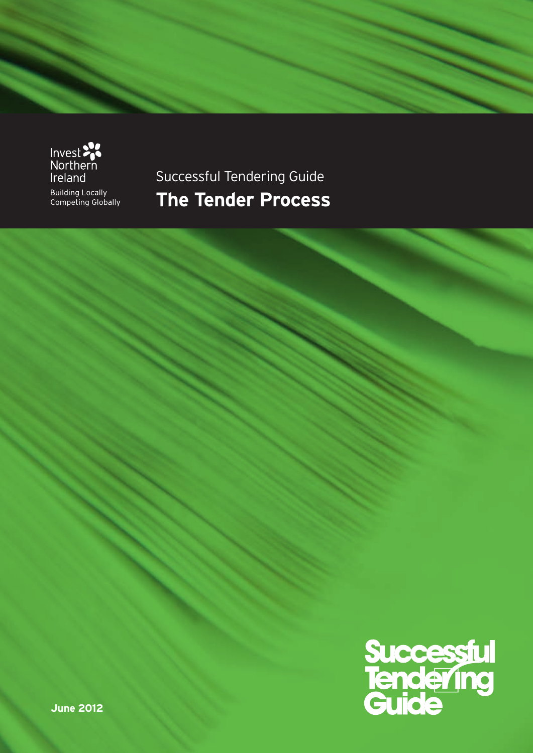Invest Northern Ireland

Building Locally
Competing Globally

Successful Tendering Guide

# The Tender Process

Successful Tendering Guide

**June 2012**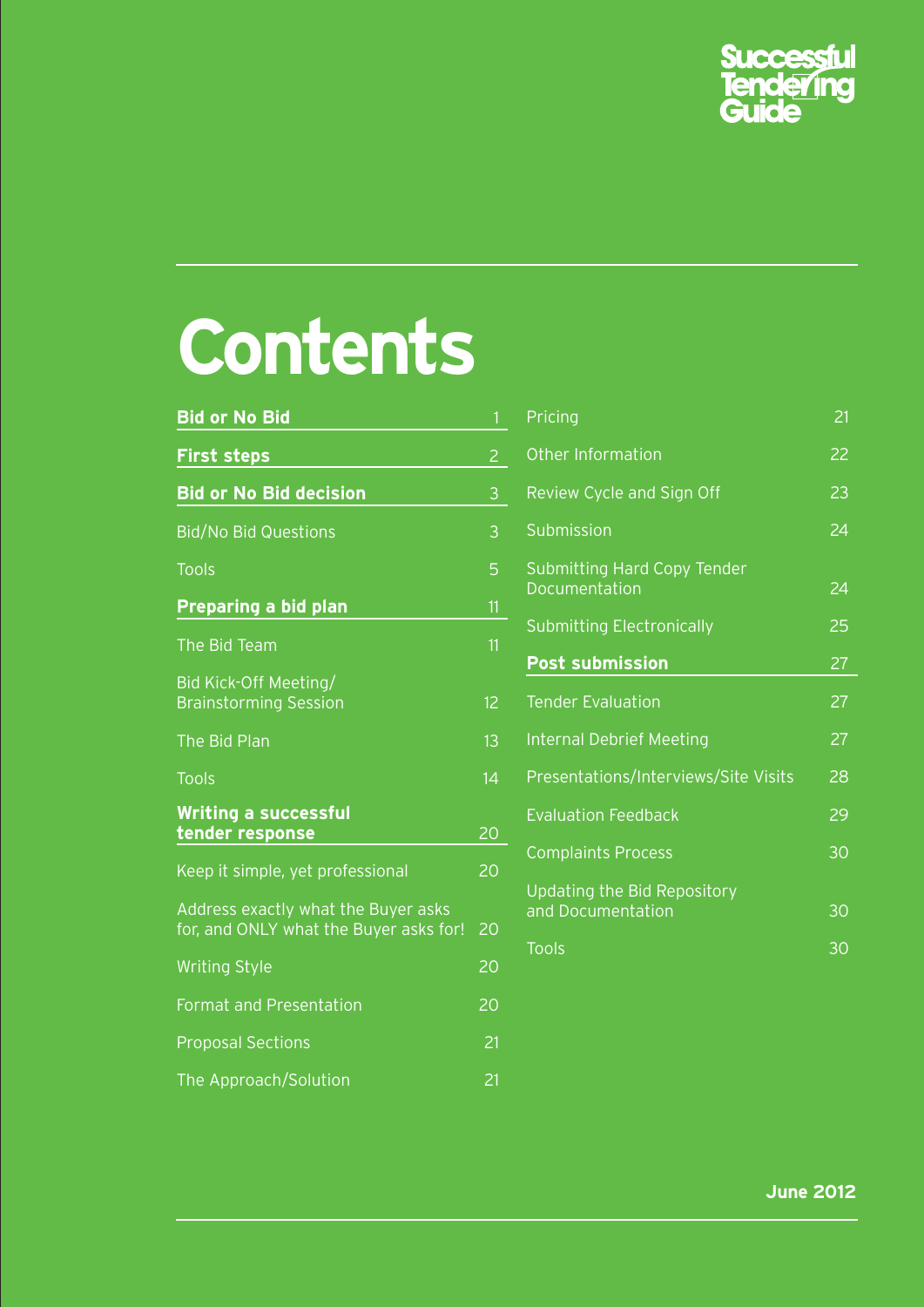# Contents

| | |
|---|---|
| **Bid or No Bid** | 1 |
| **First steps** | 2 |
| **Bid or No Bid decision** | 3 |
| Bid/No Bid Questions | 3 |
| Tools | 5 |
| **Preparing a bid plan** | 11 |
| The Bid Team | 11 |
| Bid Kick-Off Meeting/ Brainstorming Session | 12 |
| The Bid Plan | 13 |
| Tools | 14 |
| **Writing a successful tender response** | 20 |
| Keep it simple, yet professional | 20 |
| Address exactly what the Buyer asks for, and ONLY what the Buyer asks for! | 20 |
| Writing Style | 20 |
| Format and Presentation | 20 |
| Proposal Sections | 21 |
| The Approach/Solution | 21 |
| Pricing | 21 |
| Other Information | 22 |
| Review Cycle and Sign Off | 23 |
| Submission | 24 |
| Submitting Hard Copy Tender Documentation | 24 |
| Submitting Electronically | 25 |
| **Post submission** | 27 |
| Tender Evaluation | 27 |
| Internal Debrief Meeting | 27 |
| Presentations/Interviews/Site Visits | 28 |
| Evaluation Feedback | 29 |
| Complaints Process | 30 |
| Updating the Bid Repository and Documentation | 30 |
| Tools | 30 |

**June 2012**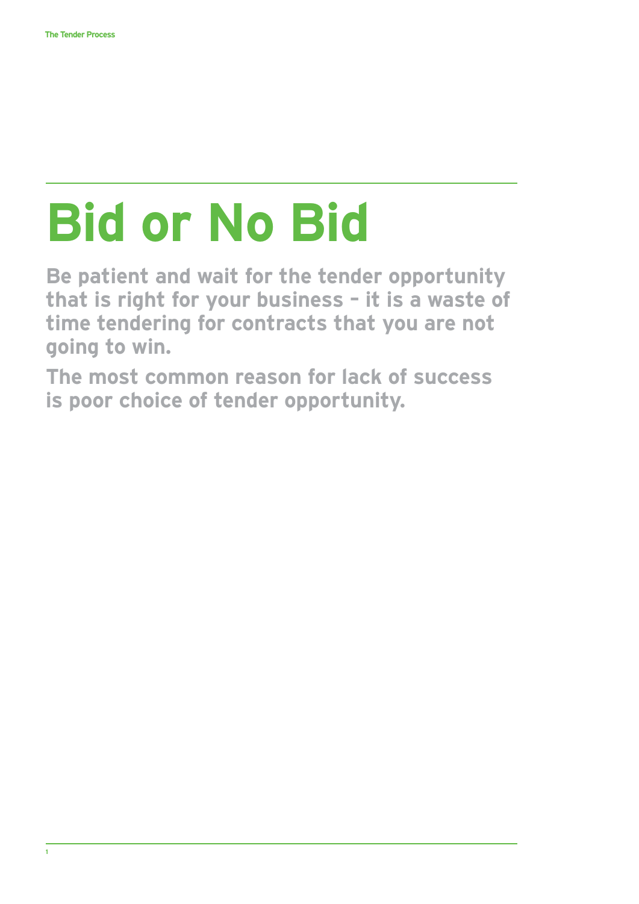# Bid or No Bid

**Be patient and wait for the tender opportunity that is right for your business – it is a waste of time tendering for contracts that you are not going to win.**

**The most common reason for lack of success is poor choice of tender opportunity.**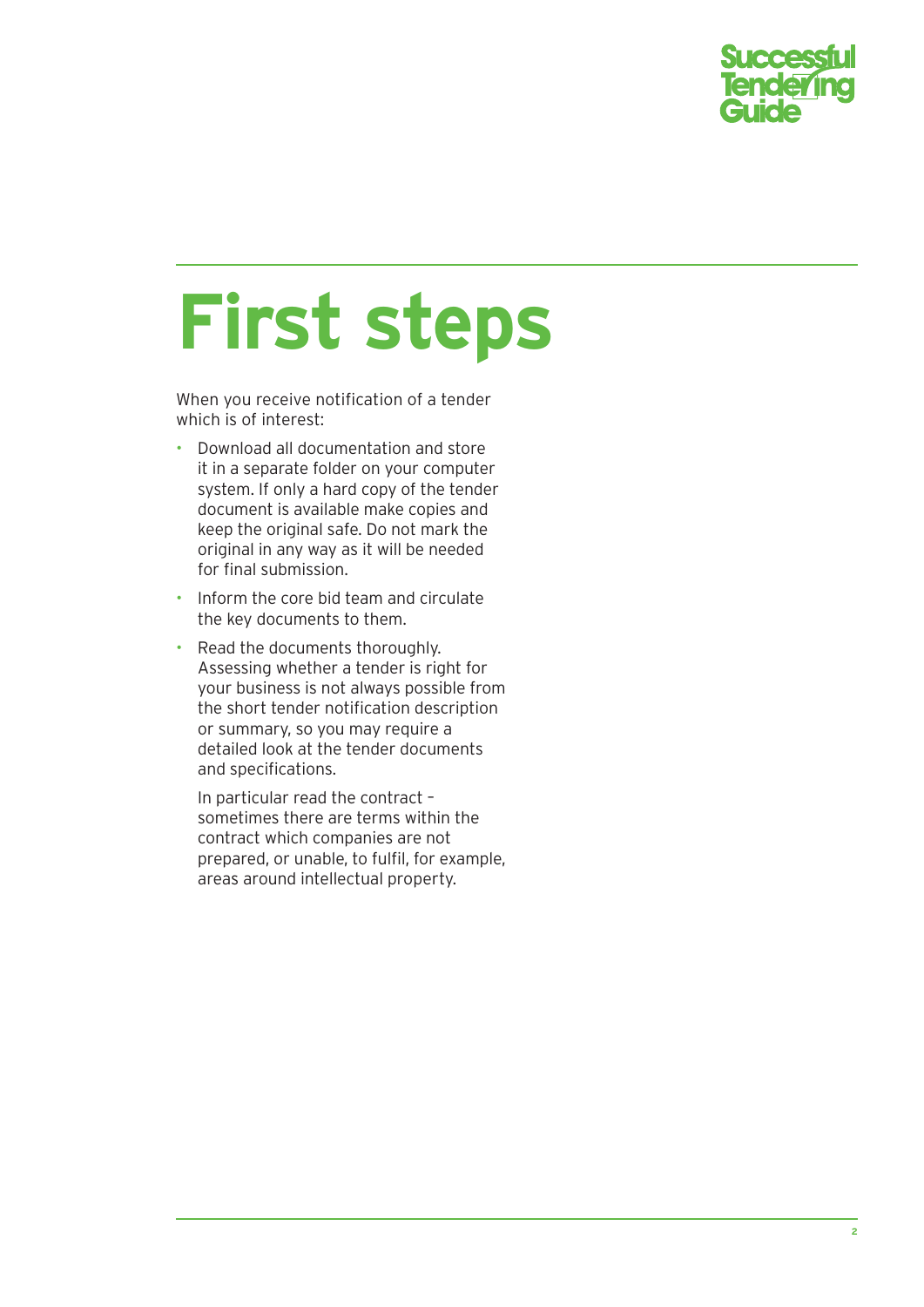# First steps

When you receive notification of a tender which is of interest:

- Download all documentation and store it in a separate folder on your computer system. If only a hard copy of the tender document is available make copies and keep the original safe. Do not mark the original in any way as it will be needed for final submission.
- Inform the core bid team and circulate the key documents to them.
- Read the documents thoroughly. Assessing whether a tender is right for your business is not always possible from the short tender notification description or summary, so you may require a detailed look at the tender documents and specifications.

  In particular read the contract – sometimes there are terms within the contract which companies are not prepared, or unable, to fulfil, for example, areas around intellectual property.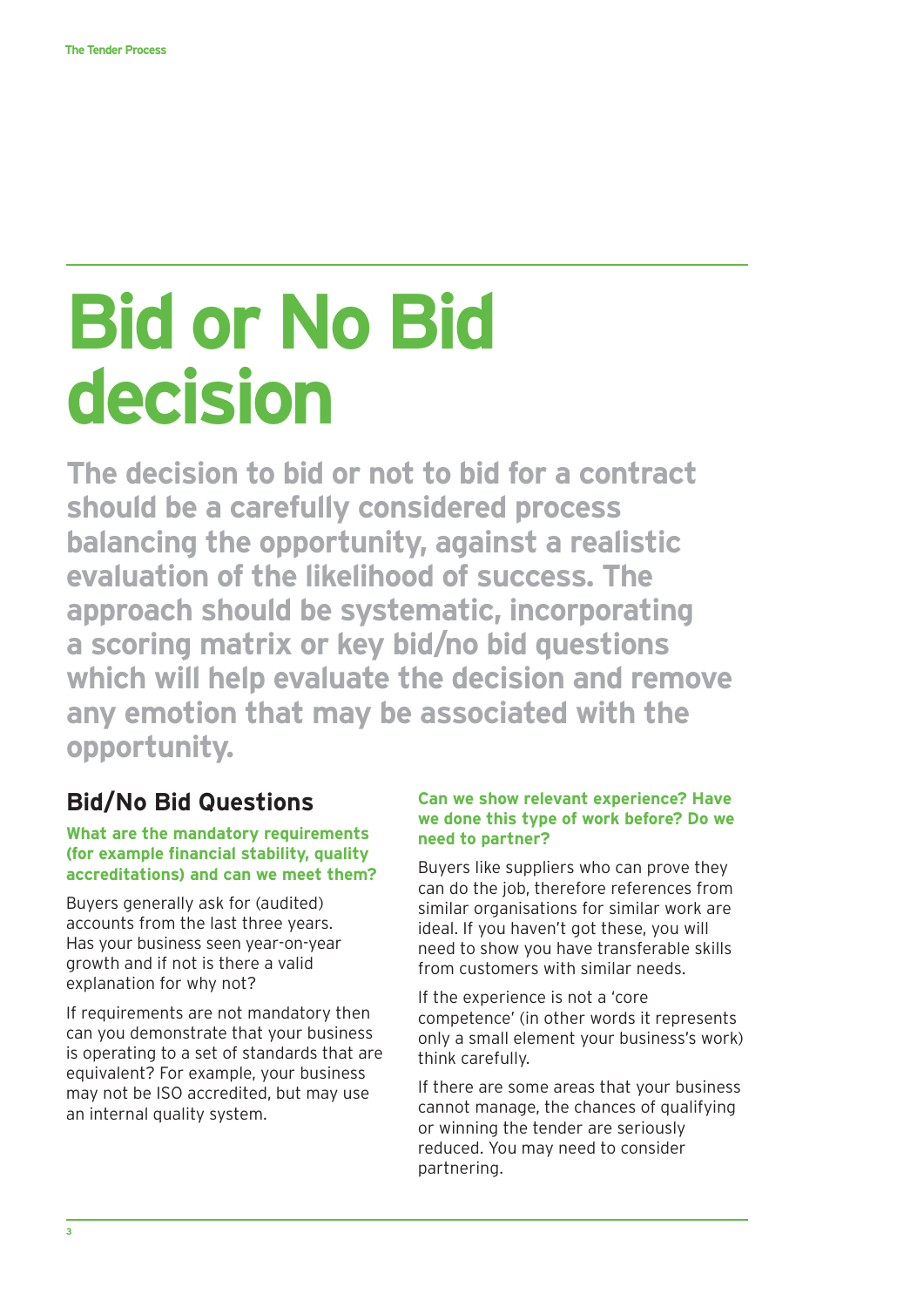# Bid or No Bid decision

**The decision to bid or not to bid for a contract should be a carefully considered process balancing the opportunity, against a realistic evaluation of the likelihood of success. The approach should be systematic, incorporating a scoring matrix or key bid/no bid questions which will help evaluate the decision and remove any emotion that may be associated with the opportunity.**

## Bid/No Bid Questions

**What are the mandatory requirements (for example financial stability, quality accreditations) and can we meet them?**

Buyers generally ask for (audited) accounts from the last three years. Has your business seen year-on-year growth and if not is there a valid explanation for why not?

If requirements are not mandatory then can you demonstrate that your business is operating to a set of standards that are equivalent? For example, your business may not be ISO accredited, but may use an internal quality system.

**Can we show relevant experience? Have we done this type of work before? Do we need to partner?**

Buyers like suppliers who can prove they can do the job, therefore references from similar organisations for similar work are ideal. If you haven't got these, you will need to show you have transferable skills from customers with similar needs.

If the experience is not a 'core competence' (in other words it represents only a small element your business's work) think carefully.

If there are some areas that your business cannot manage, the chances of qualifying or winning the tender are seriously reduced. You may need to consider partnering.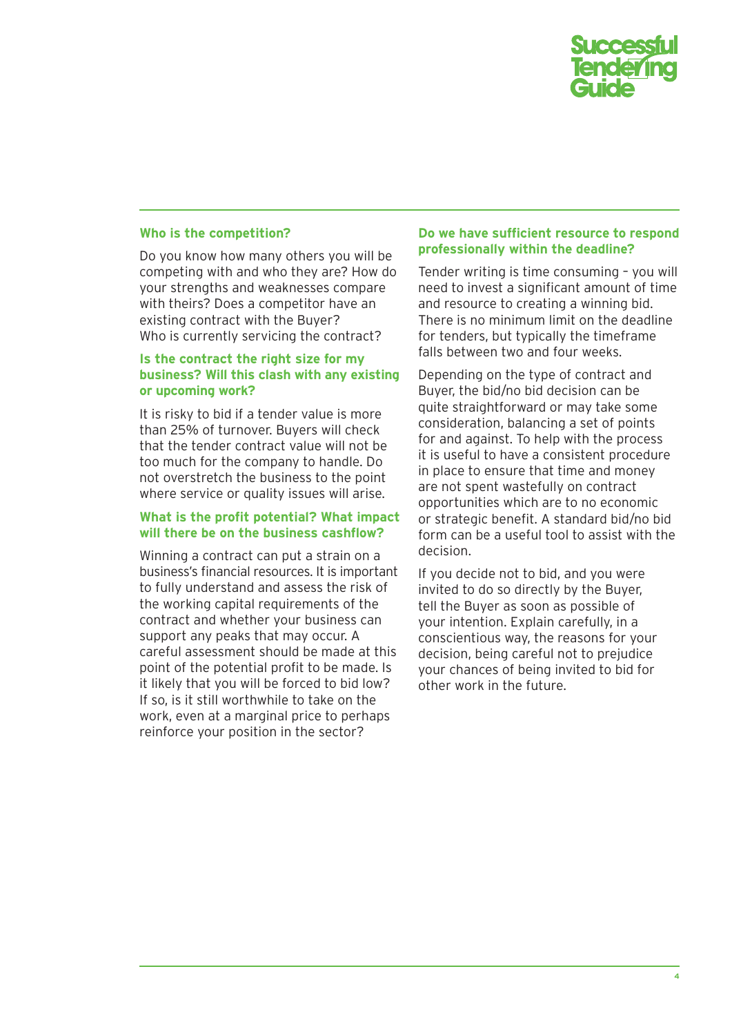### Who is the competition?

Do you know how many others you will be competing with and who they are? How do your strengths and weaknesses compare with theirs? Does a competitor have an existing contract with the Buyer? Who is currently servicing the contract?

### Is the contract the right size for my business? Will this clash with any existing or upcoming work?

It is risky to bid if a tender value is more than 25% of turnover. Buyers will check that the tender contract value will not be too much for the company to handle. Do not overstretch the business to the point where service or quality issues will arise.

### What is the profit potential? What impact will there be on the business cashflow?

Winning a contract can put a strain on a business's financial resources. It is important to fully understand and assess the risk of the working capital requirements of the contract and whether your business can support any peaks that may occur. A careful assessment should be made at this point of the potential profit to be made. Is it likely that you will be forced to bid low? If so, is it still worthwhile to take on the work, even at a marginal price to perhaps reinforce your position in the sector?

### Do we have sufficient resource to respond professionally within the deadline?

Tender writing is time consuming – you will need to invest a significant amount of time and resource to creating a winning bid. There is no minimum limit on the deadline for tenders, but typically the timeframe falls between two and four weeks.

Depending on the type of contract and Buyer, the bid/no bid decision can be quite straightforward or may take some consideration, balancing a set of points for and against. To help with the process it is useful to have a consistent procedure in place to ensure that time and money are not spent wastefully on contract opportunities which are to no economic or strategic benefit. A standard bid/no bid form can be a useful tool to assist with the decision.

If you decide not to bid, and you were invited to do so directly by the Buyer, tell the Buyer as soon as possible of your intention. Explain carefully, in a conscientious way, the reasons for your decision, being careful not to prejudice your chances of being invited to bid for other work in the future.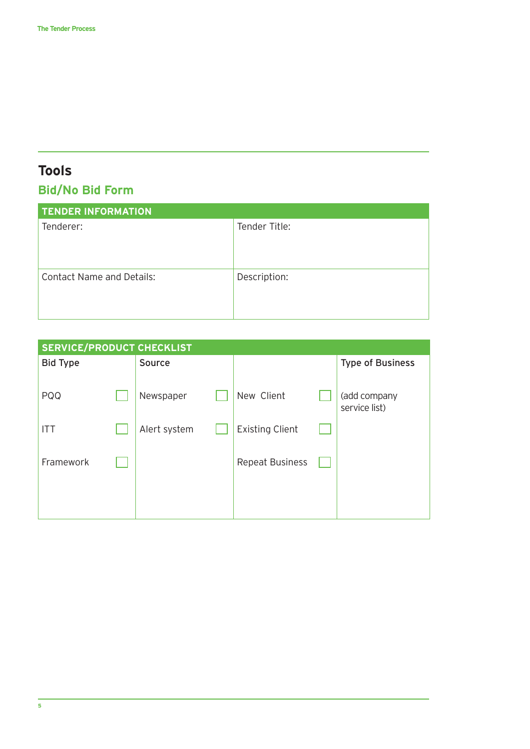# Tools

## Bid/No Bid Form

| TENDER INFORMATION | |
|---|---|
| Tenderer: | Tender Title: |
| Contact Name and Details: | Description: |

| SERVICE/PRODUCT CHECKLIST | | | | | | |
|---|---|---|---|---|---|---|
| **Bid Type** | | **Source** | | | | **Type of Business** |
| PQQ | ☐ | Newspaper | ☐ | New Client | ☐ | (add company service list) |
| ITT | ☐ | Alert system | ☐ | Existing Client | ☐ | |
| Framework | ☐ | | | Repeat Business | ☐ | |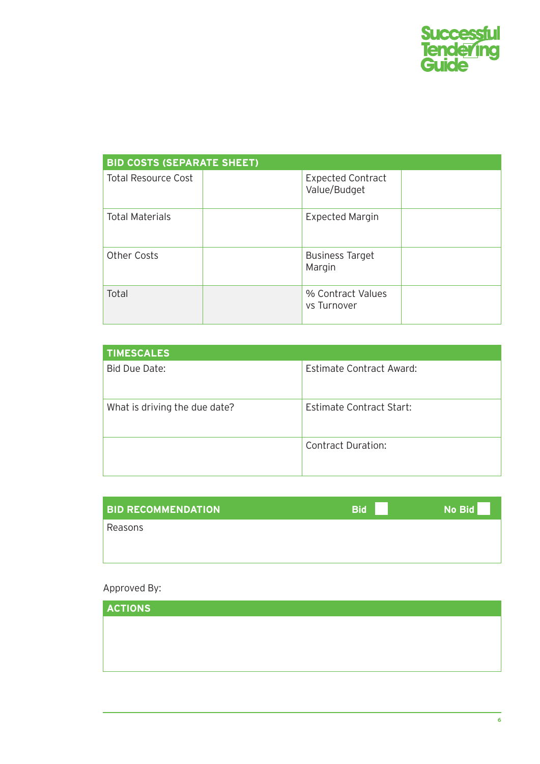| BID COSTS (SEPARATE SHEET) | | | |
|---|---|---|---|
| Total Resource Cost | | Expected Contract Value/Budget | |
| Total Materials | | Expected Margin | |
| Other Costs | | Business Target Margin | |
| Total | | % Contract Values vs Turnover | |

| TIMESCALES | |
|---|---|
| Bid Due Date: | Estimate Contract Award: |
| What is driving the due date? | Estimate Contract Start: |
| | Contract Duration: |

| BID RECOMMENDATION | Bid ☐ | No Bid ☐ |
|---|---|---|
| Reasons | | |

Approved By:

| ACTIONS |
|---|
| |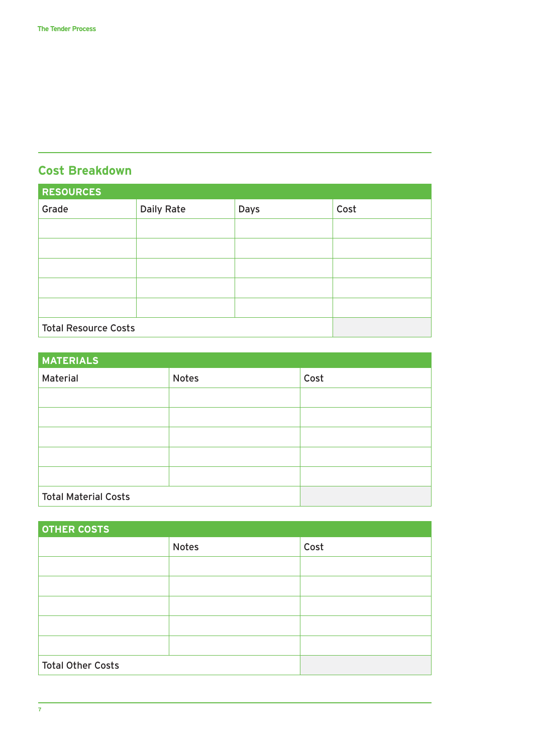## Cost Breakdown

| RESOURCES | | | |
|---|---|---|---|
| Grade | Daily Rate | Days | Cost |
| | | | |
| | | | |
| | | | |
| | | | |
| | | | |
| Total Resource Costs | | | |

| MATERIALS | | |
|---|---|---|
| Material | Notes | Cost |
| | | |
| | | |
| | | |
| | | |
| | | |
| Total Material Costs | | |

| OTHER COSTS | | |
|---|---|---|
| | Notes | Cost |
| | | |
| | | |
| | | |
| | | |
| | | |
| Total Other Costs | | |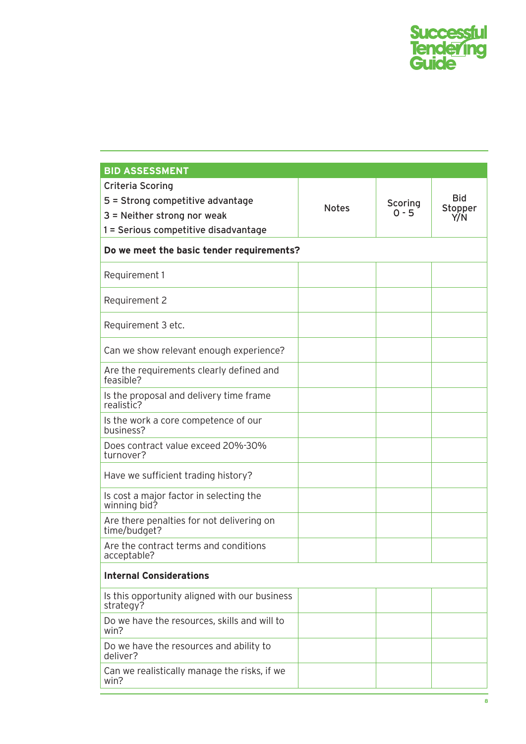| BID ASSESSMENT | | | |
|---|---|---|---|
| Criteria Scoring<br>5 = Strong competitive advantage<br>3 = Neither strong nor weak<br>1 = Serious competitive disadvantage | Notes | Scoring 0 - 5 | Bid Stopper Y/N |
| **Do we meet the basic tender requirements?** | | | |
| Requirement 1 | | | |
| Requirement 2 | | | |
| Requirement 3 etc. | | | |
| Can we show relevant enough experience? | | | |
| Are the requirements clearly defined and feasible? | | | |
| Is the proposal and delivery time frame realistic? | | | |
| Is the work a core competence of our business? | | | |
| Does contract value exceed 20%-30% turnover? | | | |
| Have we sufficient trading history? | | | |
| Is cost a major factor in selecting the winning bid? | | | |
| Are there penalties for not delivering on time/budget? | | | |
| Are the contract terms and conditions acceptable? | | | |
| **Internal Considerations** | | | |
| Is this opportunity aligned with our business strategy? | | | |
| Do we have the resources, skills and will to win? | | | |
| Do we have the resources and ability to deliver? | | | |
| Can we realistically manage the risks, if we win? | | | |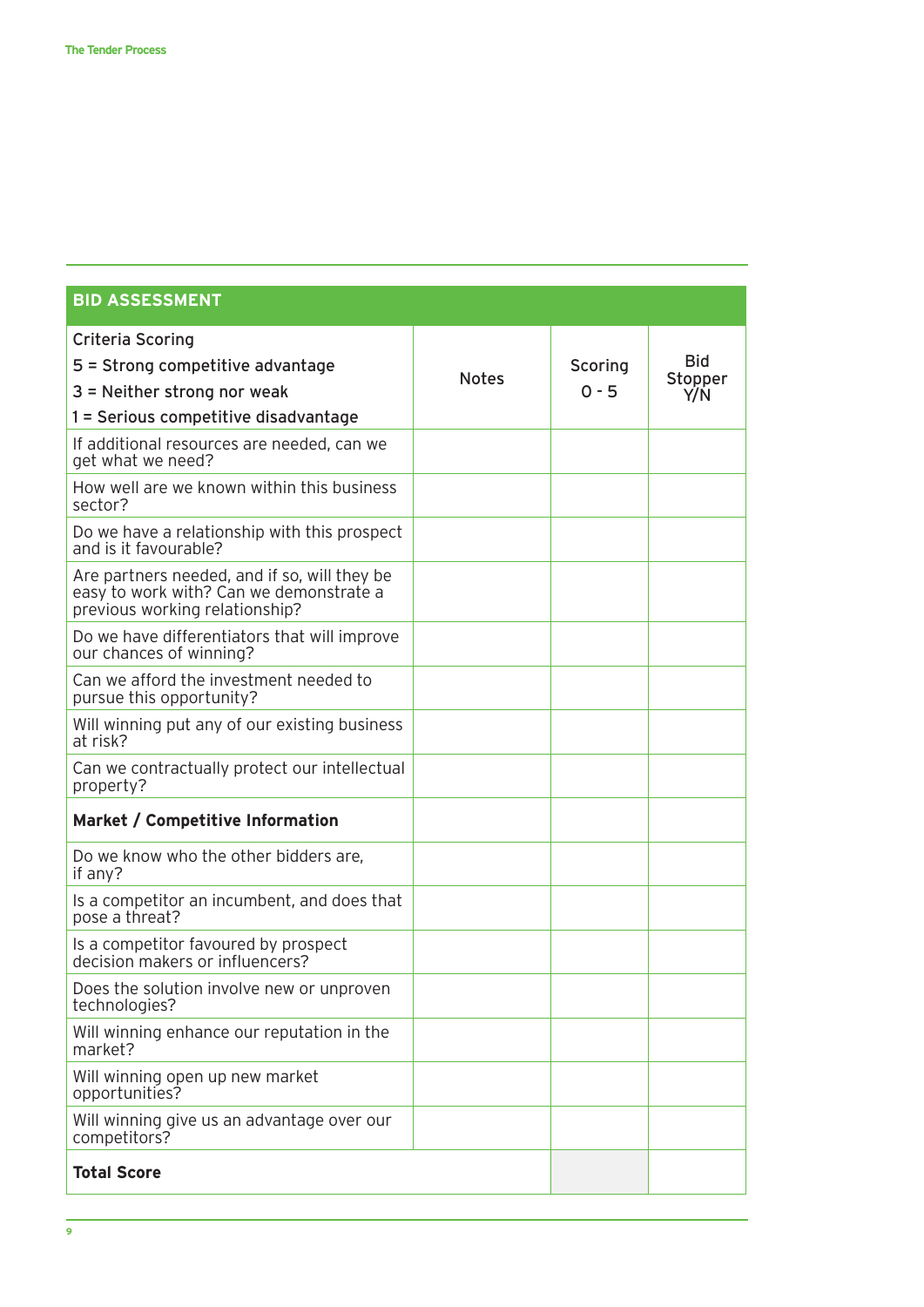## BID ASSESSMENT

| Criteria Scoring<br>5 = Strong competitive advantage<br>3 = Neither strong nor weak<br>1 = Serious competitive disadvantage | Notes | Scoring 0 - 5 | Bid Stopper Y/N |
|---|---|---|---|
| If additional resources are needed, can we get what we need? | | | |
| How well are we known within this business sector? | | | |
| Do we have a relationship with this prospect and is it favourable? | | | |
| Are partners needed, and if so, will they be easy to work with? Can we demonstrate a previous working relationship? | | | |
| Do we have differentiators that will improve our chances of winning? | | | |
| Can we afford the investment needed to pursue this opportunity? | | | |
| Will winning put any of our existing business at risk? | | | |
| Can we contractually protect our intellectual property? | | | |
| **Market / Competitive Information** | | | |
| Do we know who the other bidders are, if any? | | | |
| Is a competitor an incumbent, and does that pose a threat? | | | |
| Is a competitor favoured by prospect decision makers or influencers? | | | |
| Does the solution involve new or unproven technologies? | | | |
| Will winning enhance our reputation in the market? | | | |
| Will winning open up new market opportunities? | | | |
| Will winning give us an advantage over our competitors? | | | |
| **Total Score** | | | |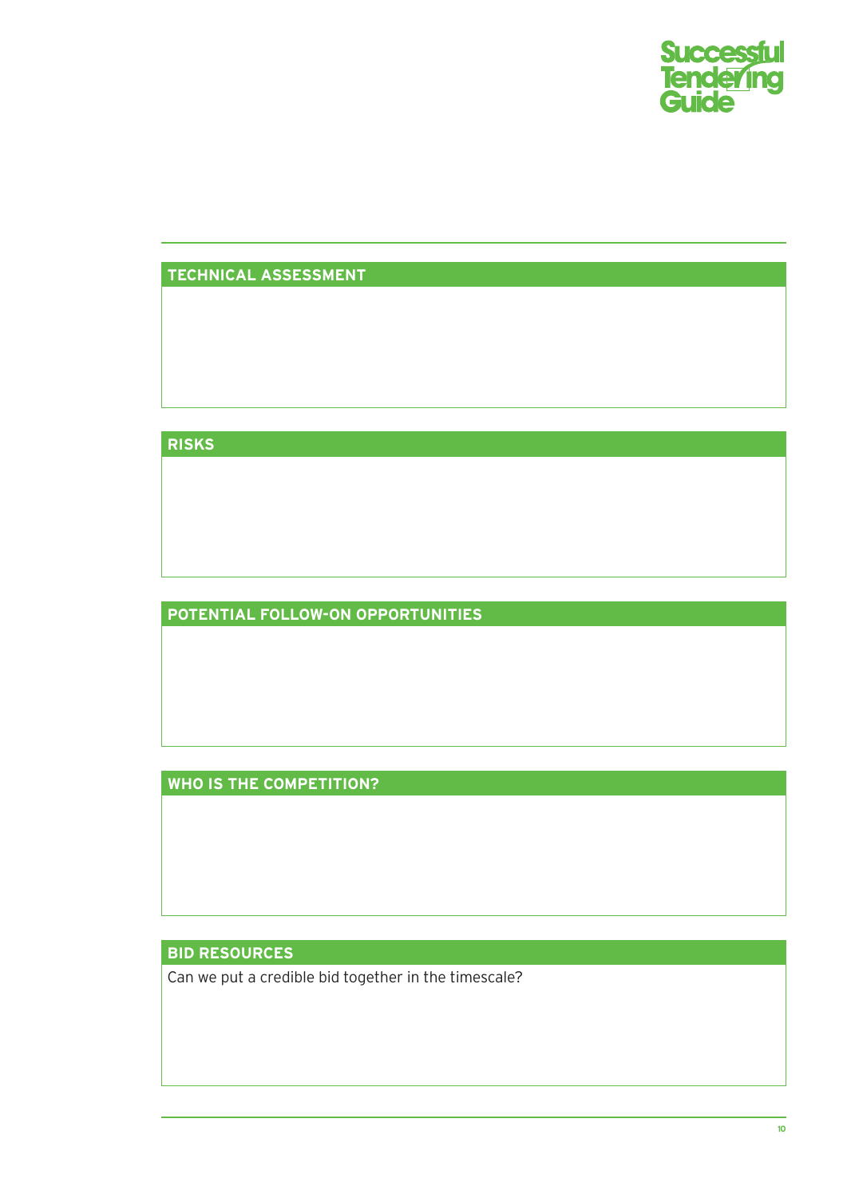## TECHNICAL ASSESSMENT

## RISKS

## POTENTIAL FOLLOW-ON OPPORTUNITIES

## WHO IS THE COMPETITION?

## BID RESOURCES

Can we put a credible bid together in the timescale?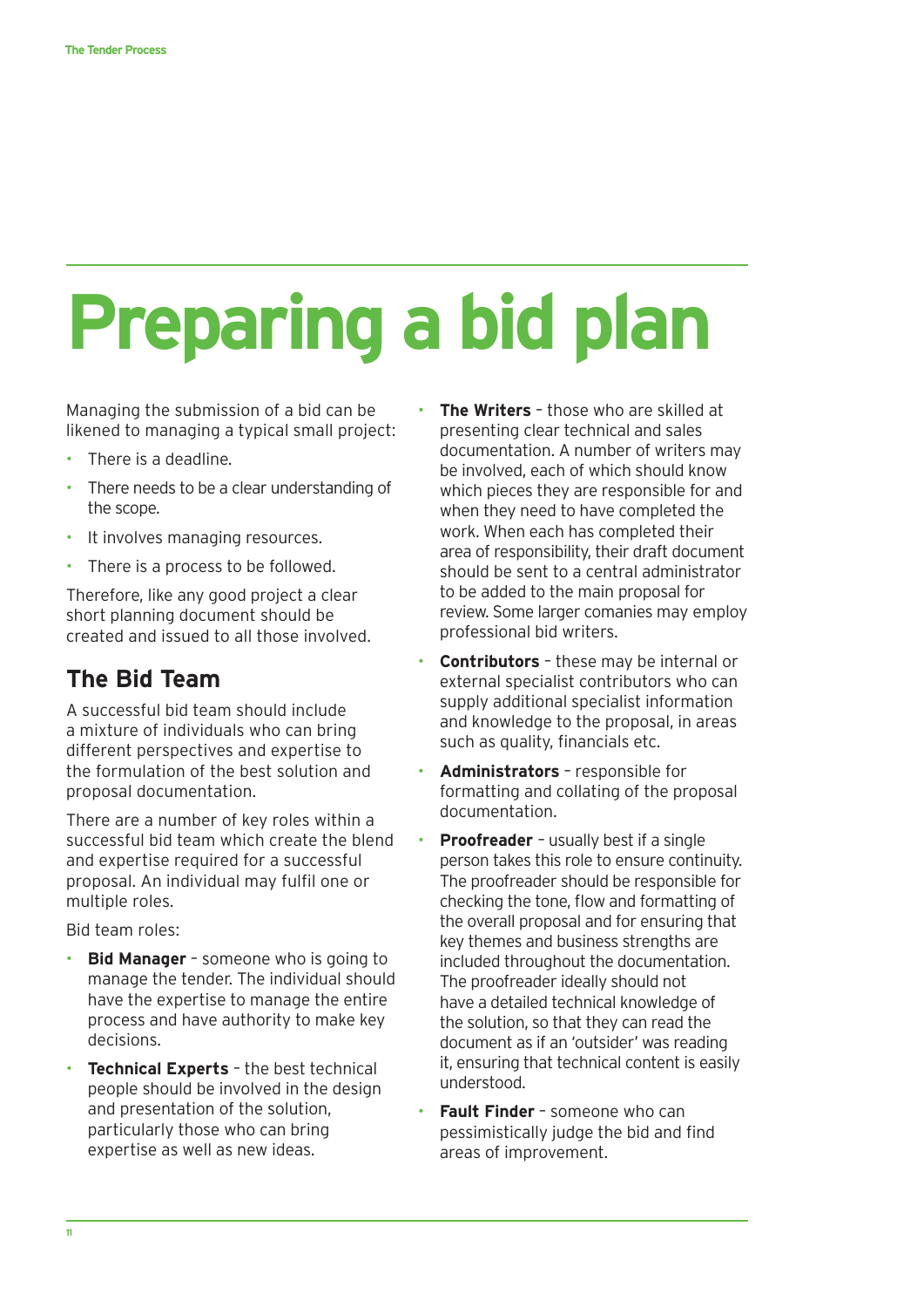# Preparing a bid plan

Managing the submission of a bid can be likened to managing a typical small project:

- There is a deadline.
- There needs to be a clear understanding of the scope.
- It involves managing resources.
- There is a process to be followed.

Therefore, like any good project a clear short planning document should be created and issued to all those involved.

## The Bid Team

A successful bid team should include a mixture of individuals who can bring different perspectives and expertise to the formulation of the best solution and proposal documentation.

There are a number of key roles within a successful bid team which create the blend and expertise required for a successful proposal. An individual may fulfil one or multiple roles.

Bid team roles:

- **Bid Manager** – someone who is going to manage the tender. The individual should have the expertise to manage the entire process and have authority to make key decisions.
- **Technical Experts** – the best technical people should be involved in the design and presentation of the solution, particularly those who can bring expertise as well as new ideas.
- **The Writers** – those who are skilled at presenting clear technical and sales documentation. A number of writers may be involved, each of which should know which pieces they are responsible for and when they need to have completed the work. When each has completed their area of responsibility, their draft document should be sent to a central administrator to be added to the main proposal for review. Some larger comanies may employ professional bid writers.
- **Contributors** – these may be internal or external specialist contributors who can supply additional specialist information and knowledge to the proposal, in areas such as quality, financials etc.
- **Administrators** – responsible for formatting and collating of the proposal documentation.
- **Proofreader** – usually best if a single person takes this role to ensure continuity. The proofreader should be responsible for checking the tone, flow and formatting of the overall proposal and for ensuring that key themes and business strengths are included throughout the documentation. The proofreader ideally should not have a detailed technical knowledge of the solution, so that they can read the document as if an 'outsider' was reading it, ensuring that technical content is easily understood.
- **Fault Finder** – someone who can pessimistically judge the bid and find areas of improvement.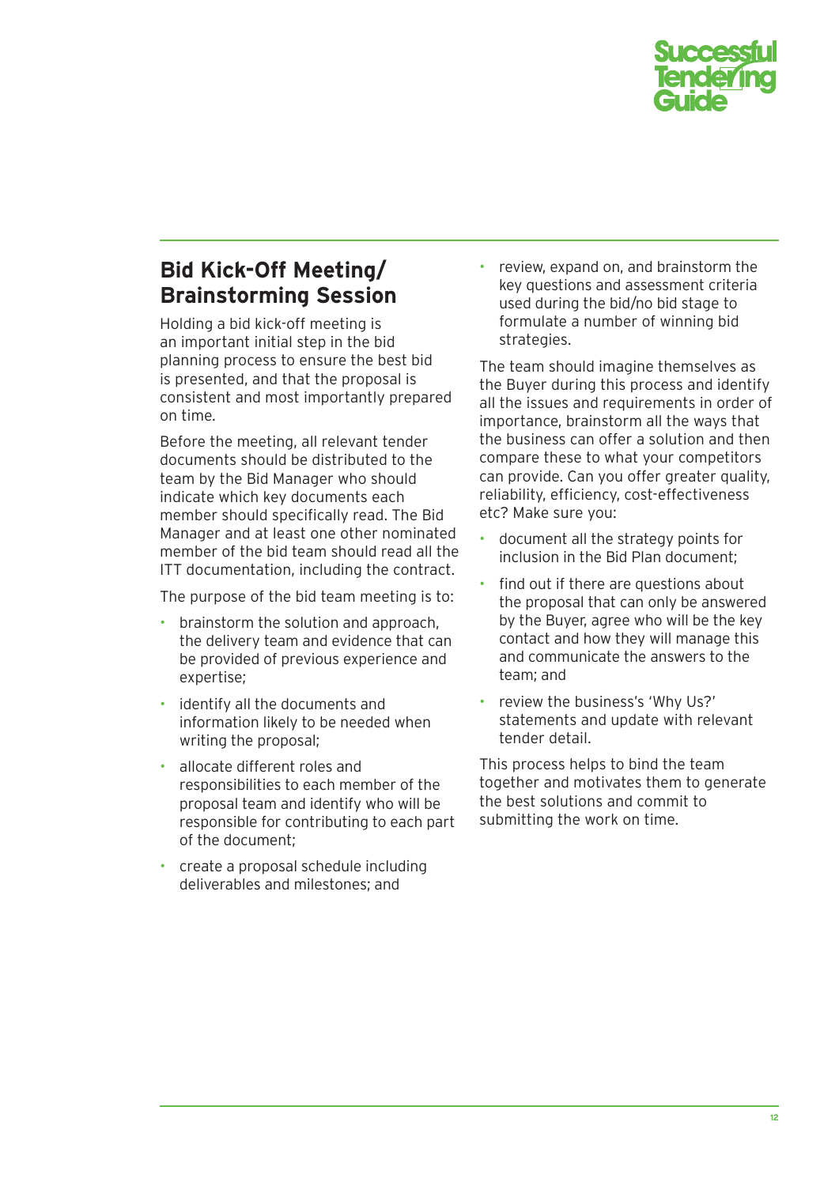## Bid Kick-Off Meeting/ Brainstorming Session

Holding a bid kick-off meeting is an important initial step in the bid planning process to ensure the best bid is presented, and that the proposal is consistent and most importantly prepared on time.

Before the meeting, all relevant tender documents should be distributed to the team by the Bid Manager who should indicate which key documents each member should specifically read. The Bid Manager and at least one other nominated member of the bid team should read all the ITT documentation, including the contract.

The purpose of the bid team meeting is to:

- brainstorm the solution and approach, the delivery team and evidence that can be provided of previous experience and expertise;
- identify all the documents and information likely to be needed when writing the proposal;
- allocate different roles and responsibilities to each member of the proposal team and identify who will be responsible for contributing to each part of the document;
- create a proposal schedule including deliverables and milestones; and
- review, expand on, and brainstorm the key questions and assessment criteria used during the bid/no bid stage to formulate a number of winning bid strategies.

The team should imagine themselves as the Buyer during this process and identify all the issues and requirements in order of importance, brainstorm all the ways that the business can offer a solution and then compare these to what your competitors can provide. Can you offer greater quality, reliability, efficiency, cost-effectiveness etc? Make sure you:

- document all the strategy points for inclusion in the Bid Plan document;
- find out if there are questions about the proposal that can only be answered by the Buyer, agree who will be the key contact and how they will manage this and communicate the answers to the team; and
- review the business's 'Why Us?' statements and update with relevant tender detail.

This process helps to bind the team together and motivates them to generate the best solutions and commit to submitting the work on time.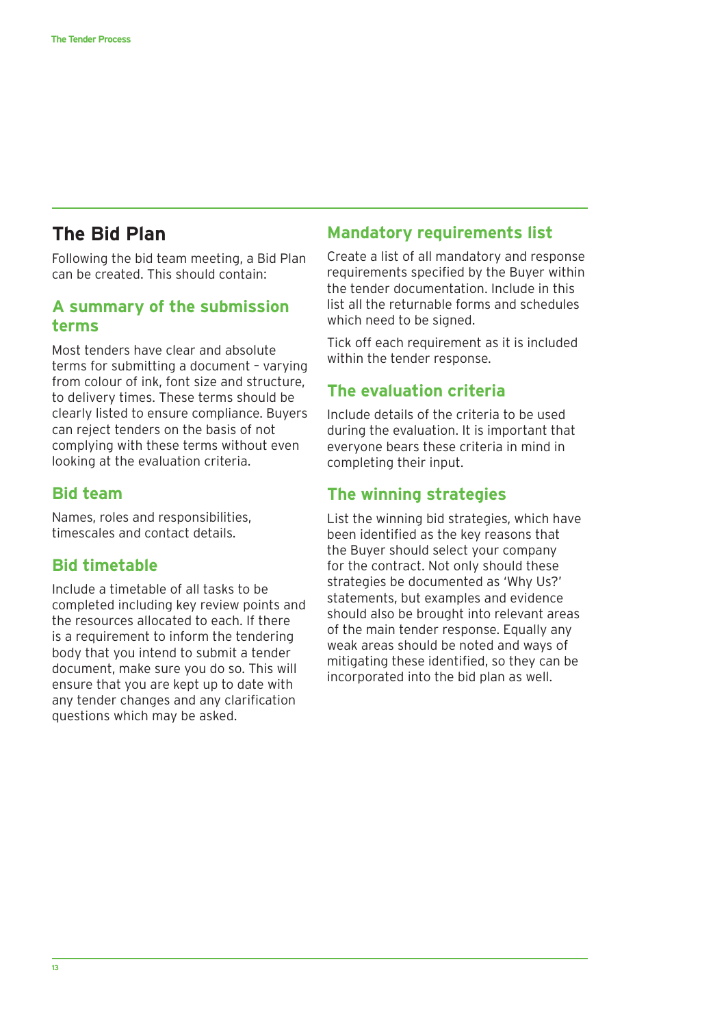## The Bid Plan

Following the bid team meeting, a Bid Plan can be created. This should contain:

### A summary of the submission terms

Most tenders have clear and absolute terms for submitting a document – varying from colour of ink, font size and structure, to delivery times. These terms should be clearly listed to ensure compliance. Buyers can reject tenders on the basis of not complying with these terms without even looking at the evaluation criteria.

### Bid team

Names, roles and responsibilities, timescales and contact details.

### Bid timetable

Include a timetable of all tasks to be completed including key review points and the resources allocated to each. If there is a requirement to inform the tendering body that you intend to submit a tender document, make sure you do so. This will ensure that you are kept up to date with any tender changes and any clarification questions which may be asked.

### Mandatory requirements list

Create a list of all mandatory and response requirements specified by the Buyer within the tender documentation. Include in this list all the returnable forms and schedules which need to be signed.

Tick off each requirement as it is included within the tender response.

### The evaluation criteria

Include details of the criteria to be used during the evaluation. It is important that everyone bears these criteria in mind in completing their input.

### The winning strategies

List the winning bid strategies, which have been identified as the key reasons that the Buyer should select your company for the contract. Not only should these strategies be documented as 'Why Us?' statements, but examples and evidence should also be brought into relevant areas of the main tender response. Equally any weak areas should be noted and ways of mitigating these identified, so they can be incorporated into the bid plan as well.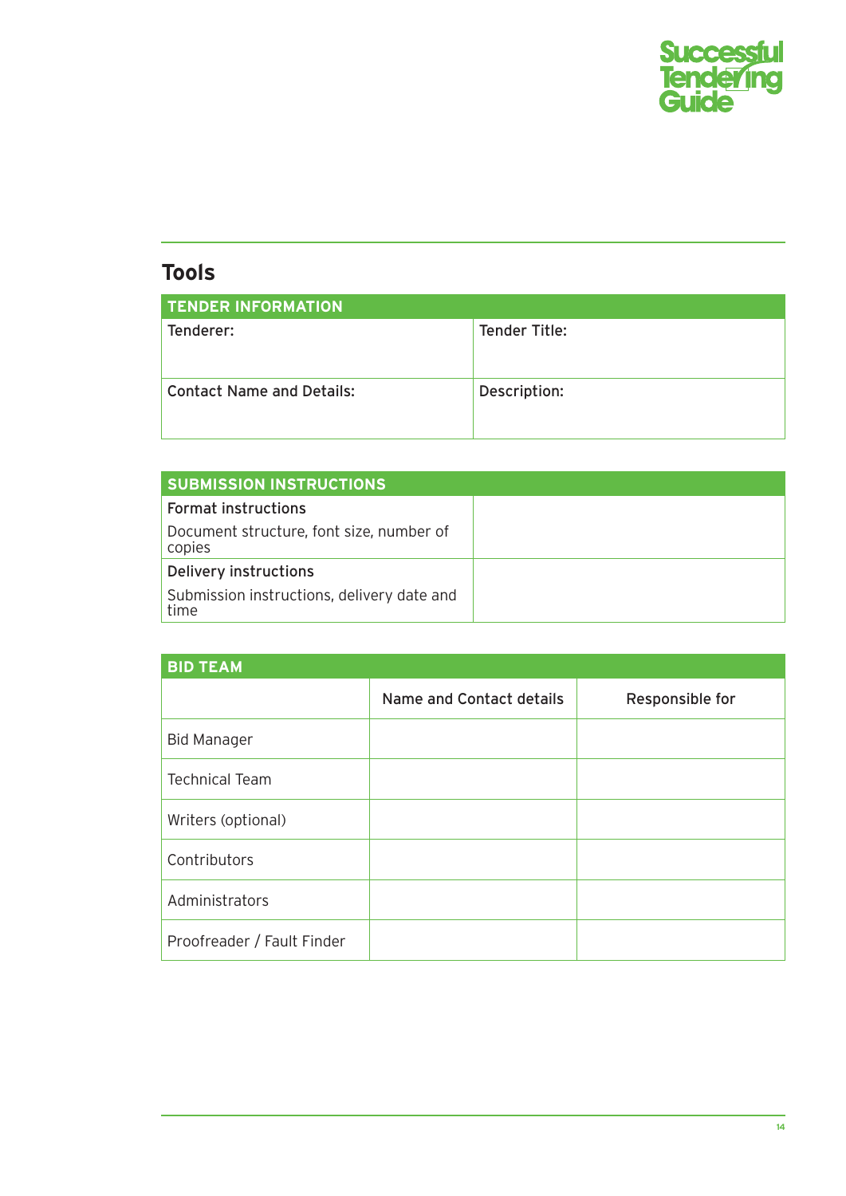## Tools

| TENDER INFORMATION | |
|---|---|
| Tenderer: | Tender Title: |
| Contact Name and Details: | Description: |

| SUBMISSION INSTRUCTIONS | |
|---|---|
| Format instructions<br>Document structure, font size, number of copies | |
| Delivery instructions<br>Submission instructions, delivery date and time | |

| BID TEAM | | |
|---|---|---|
| | Name and Contact details | Responsible for |
| Bid Manager | | |
| Technical Team | | |
| Writers (optional) | | |
| Contributors | | |
| Administrators | | |
| Proofreader / Fault Finder | | |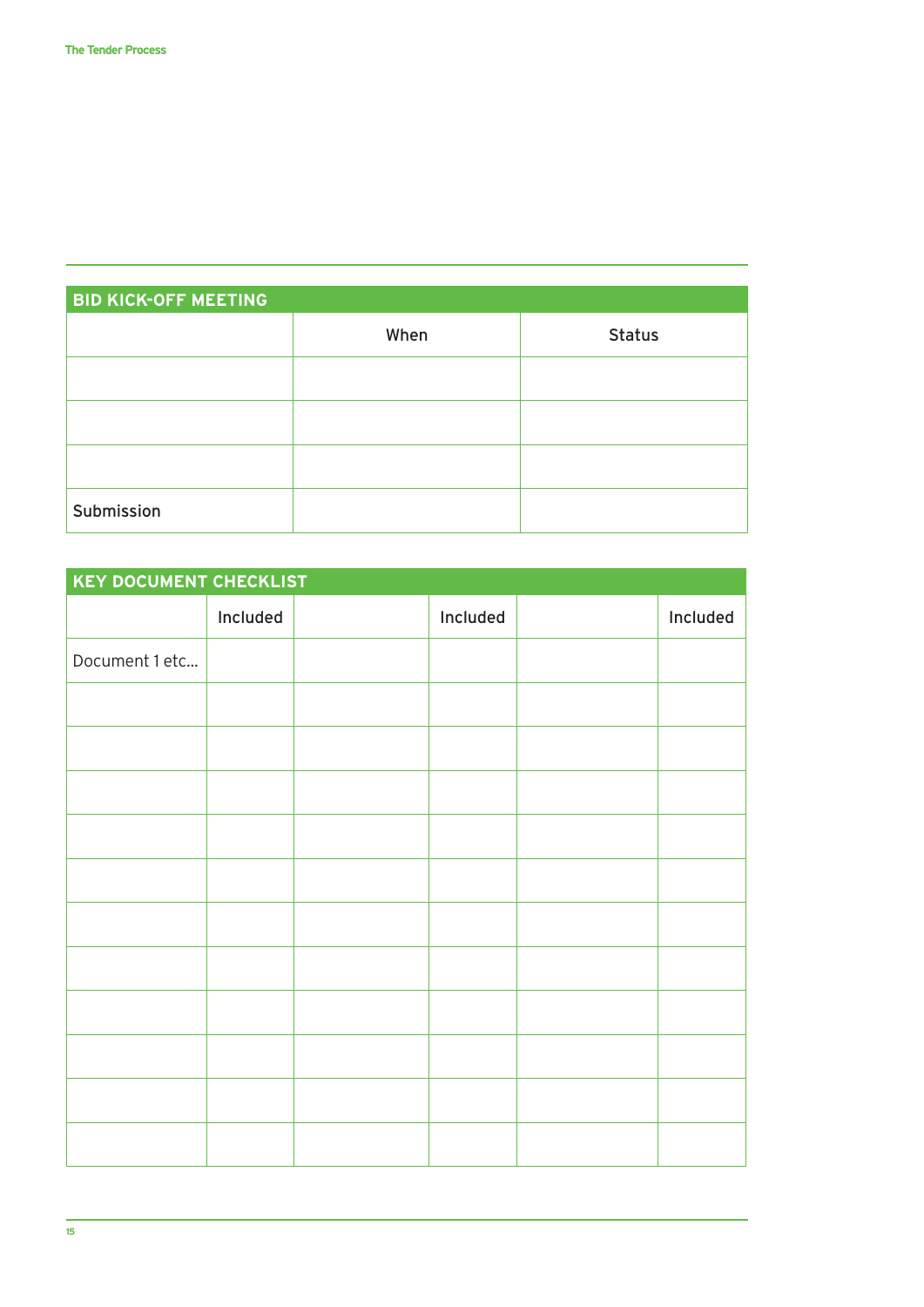## BID KICK-OFF MEETING

| | When | Status |
|---|---|---|
| | | |
| | | |
| | | |
| Submission | | |

## KEY DOCUMENT CHECKLIST

| | Included | | Included | | Included |
|---|---|---|---|---|---|
| Document 1 etc... | | | | | |
| | | | | | |
| | | | | | |
| | | | | | |
| | | | | | |
| | | | | | |
| | | | | | |
| | | | | | |
| | | | | | |
| | | | | | |
| | | | | | |
| | | | | | |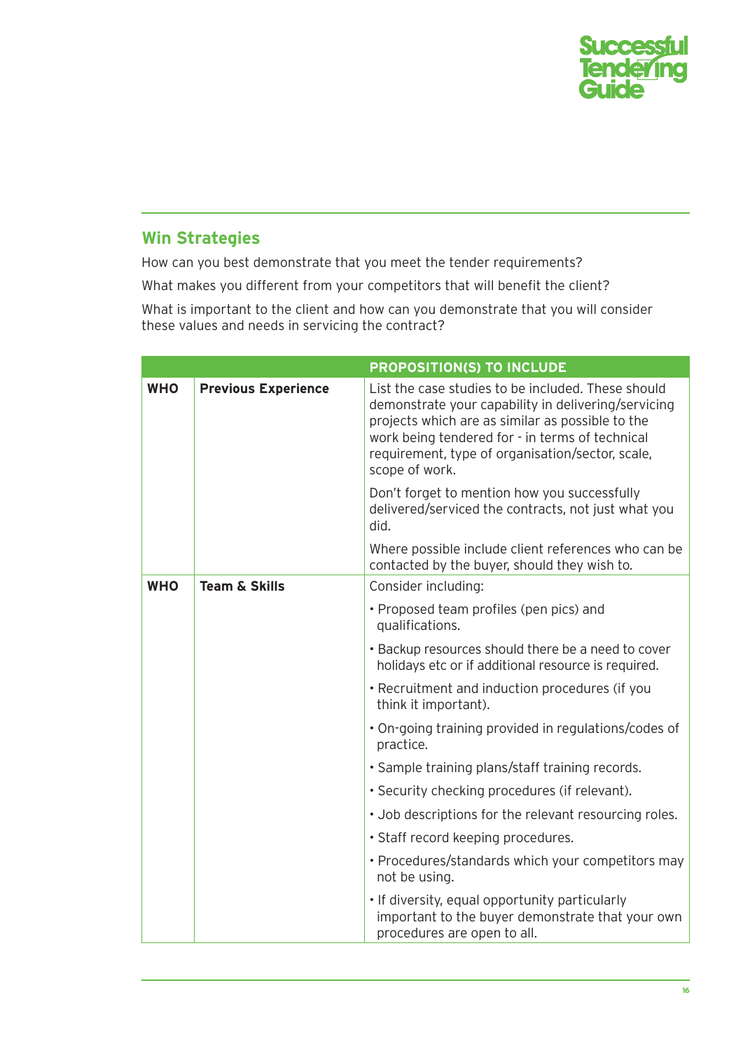## Win Strategies

How can you best demonstrate that you meet the tender requirements?

What makes you different from your competitors that will benefit the client?

What is important to the client and how can you demonstrate that you will consider these values and needs in servicing the contract?

| | | PROPOSITION(S) TO INCLUDE |
|---|---|---|
| **WHO** | **Previous Experience** | List the case studies to be included. These should demonstrate your capability in delivering/servicing projects which are as similar as possible to the work being tendered for - in terms of technical requirement, type of organisation/sector, scale, scope of work.<br><br>Don't forget to mention how you successfully delivered/serviced the contracts, not just what you did.<br><br>Where possible include client references who can be contacted by the buyer, should they wish to. |
| **WHO** | **Team & Skills** | Consider including:<br>• Proposed team profiles (pen pics) and qualifications.<br>• Backup resources should there be a need to cover holidays etc or if additional resource is required.<br>• Recruitment and induction procedures (if you think it important).<br>• On-going training provided in regulations/codes of practice.<br>• Sample training plans/staff training records.<br>• Security checking procedures (if relevant).<br>• Job descriptions for the relevant resourcing roles.<br>• Staff record keeping procedures.<br>• Procedures/standards which your competitors may not be using.<br>• If diversity, equal opportunity particularly important to the buyer demonstrate that your own procedures are open to all. |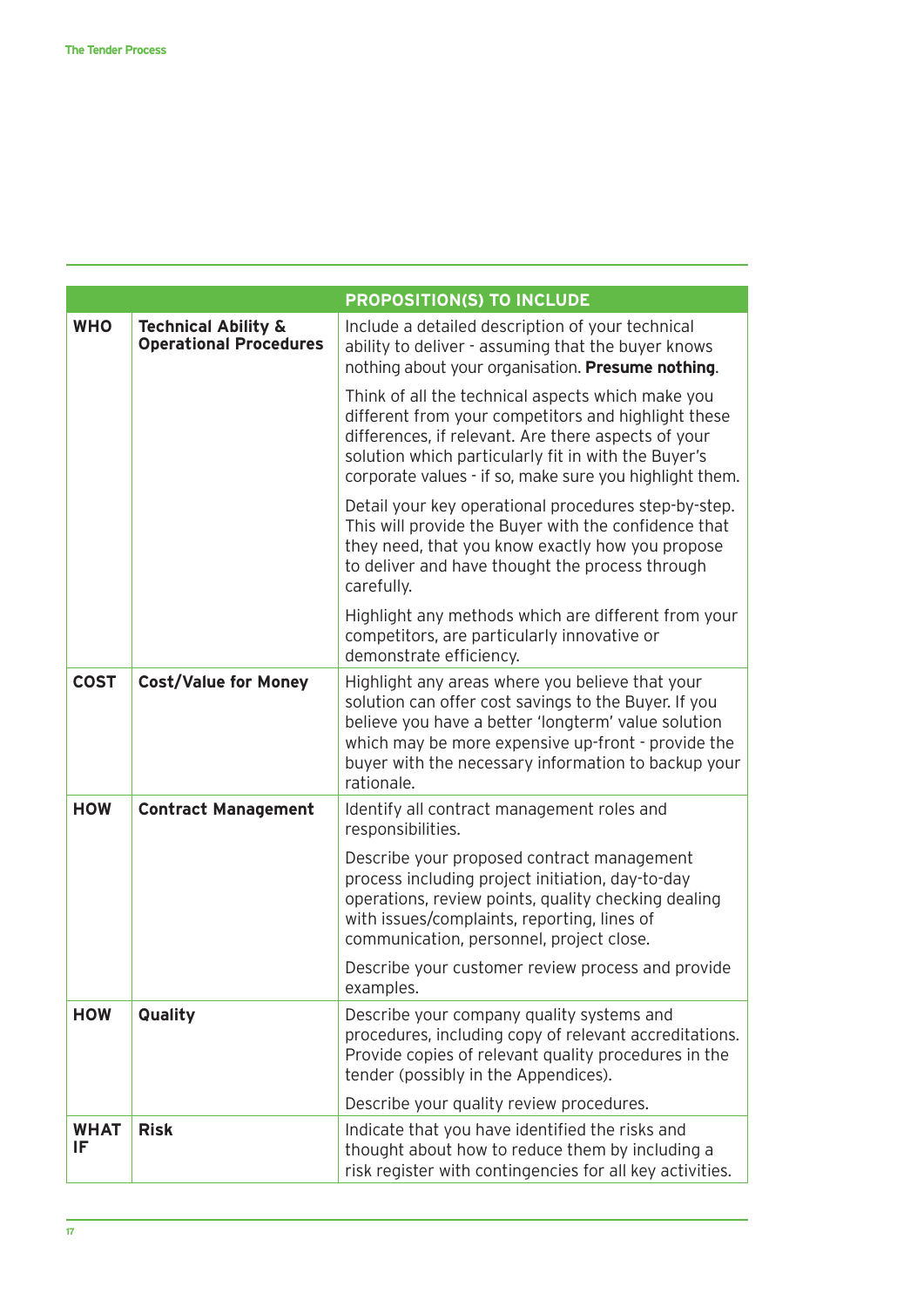| | | PROPOSITION(S) TO INCLUDE |
|---|---|---|
| **WHO** | **Technical Ability & Operational Procedures** | Include a detailed description of your technical ability to deliver - assuming that the buyer knows nothing about your organisation. **Presume nothing**.<br><br>Think of all the technical aspects which make you different from your competitors and highlight these differences, if relevant. Are there aspects of your solution which particularly fit in with the Buyer's corporate values - if so, make sure you highlight them.<br><br>Detail your key operational procedures step-by-step. This will provide the Buyer with the confidence that they need, that you know exactly how you propose to deliver and have thought the process through carefully.<br><br>Highlight any methods which are different from your competitors, are particularly innovative or demonstrate efficiency. |
| **COST** | **Cost/Value for Money** | Highlight any areas where you believe that your solution can offer cost savings to the Buyer. If you believe you have a better 'longterm' value solution which may be more expensive up-front - provide the buyer with the necessary information to backup your rationale. |
| **HOW** | **Contract Management** | Identify all contract management roles and responsibilities.<br><br>Describe your proposed contract management process including project initiation, day-to-day operations, review points, quality checking dealing with issues/complaints, reporting, lines of communication, personnel, project close.<br><br>Describe your customer review process and provide examples. |
| **HOW** | **Quality** | Describe your company quality systems and procedures, including copy of relevant accreditations. Provide copies of relevant quality procedures in the tender (possibly in the Appendices).<br><br>Describe your quality review procedures. |
| **WHAT IF** | **Risk** | Indicate that you have identified the risks and thought about how to reduce them by including a risk register with contingencies for all key activities. |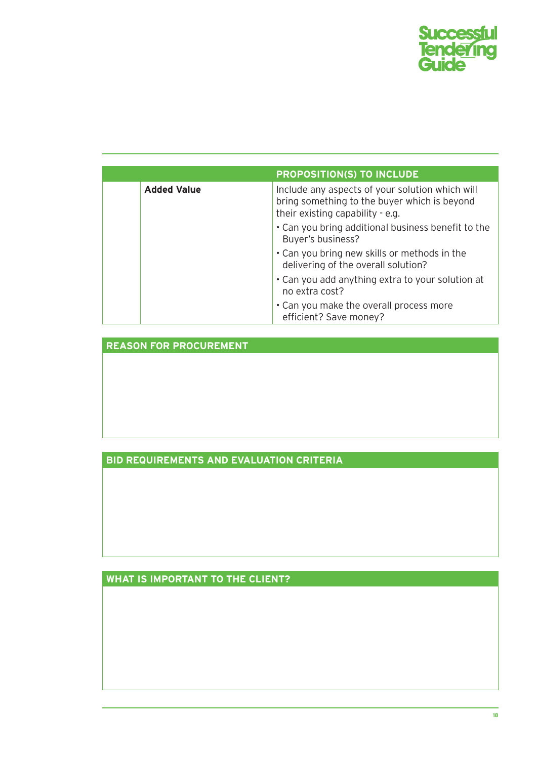| | | PROPOSITION(S) TO INCLUDE |
|---|---|---|
| | **Added Value** | Include any aspects of your solution which will bring something to the buyer which is beyond their existing capability - e.g.<br>• Can you bring additional business benefit to the Buyer's business?<br>• Can you bring new skills or methods in the delivering of the overall solution?<br>• Can you add anything extra to your solution at no extra cost?<br>• Can you make the overall process more efficient? Save money? |

| REASON FOR PROCUREMENT |
|---|
| |

| BID REQUIREMENTS AND EVALUATION CRITERIA |
|---|
| |

| WHAT IS IMPORTANT TO THE CLIENT? |
|---|
| |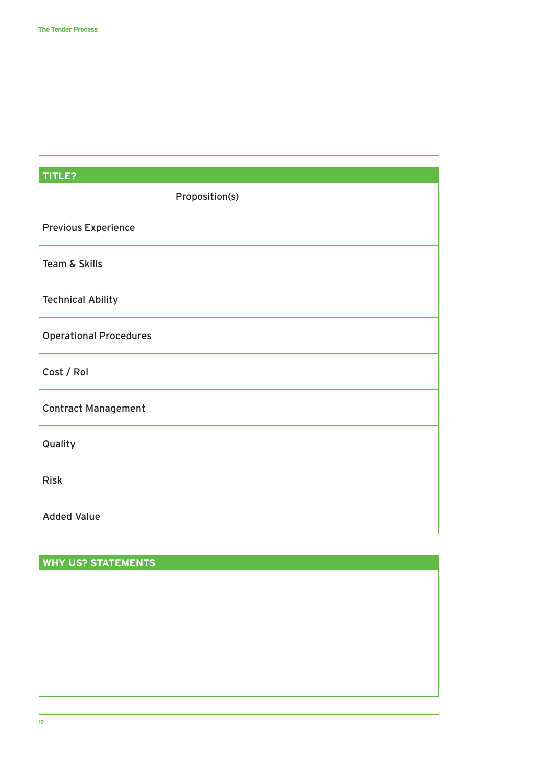| TITLE? | |
|---|---|
| | Proposition(s) |
| Previous Experience | |
| Team & Skills | |
| Technical Ability | |
| Operational Procedures | |
| Cost / RoI | |
| Contract Management | |
| Quality | |
| Risk | |
| Added Value | |

| WHY US? STATEMENTS |
|---|
| |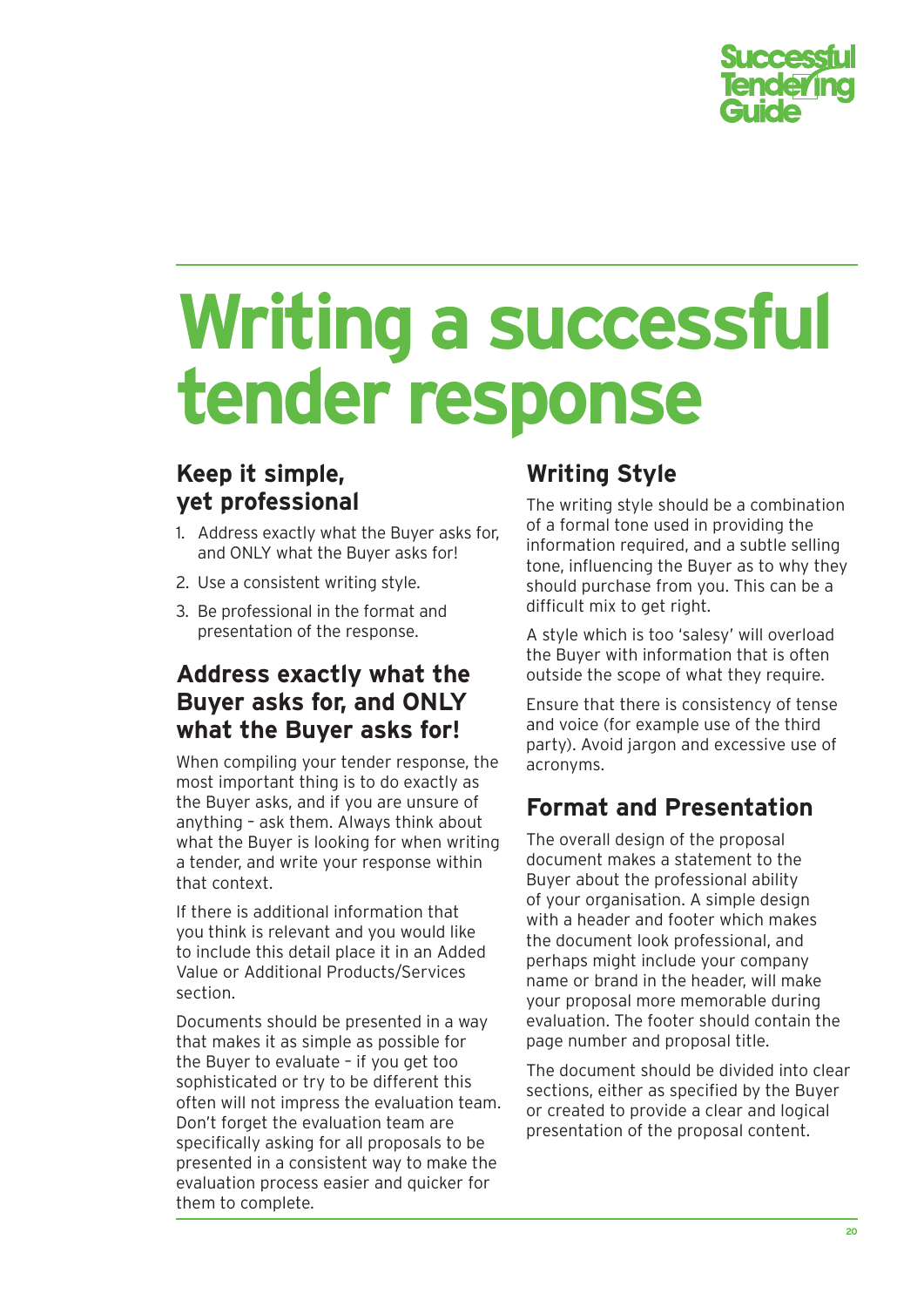# Writing a successful tender response

## Keep it simple, yet professional

1. Address exactly what the Buyer asks for, and ONLY what the Buyer asks for!
2. Use a consistent writing style.
3. Be professional in the format and presentation of the response.

## Address exactly what the Buyer asks for, and ONLY what the Buyer asks for!

When compiling your tender response, the most important thing is to do exactly as the Buyer asks, and if you are unsure of anything – ask them. Always think about what the Buyer is looking for when writing a tender, and write your response within that context.

If there is additional information that you think is relevant and you would like to include this detail place it in an Added Value or Additional Products/Services section.

Documents should be presented in a way that makes it as simple as possible for the Buyer to evaluate – if you get too sophisticated or try to be different this often will not impress the evaluation team. Don't forget the evaluation team are specifically asking for all proposals to be presented in a consistent way to make the evaluation process easier and quicker for them to complete.

## Writing Style

The writing style should be a combination of a formal tone used in providing the information required, and a subtle selling tone, influencing the Buyer as to why they should purchase from you. This can be a difficult mix to get right.

A style which is too 'salesy' will overload the Buyer with information that is often outside the scope of what they require.

Ensure that there is consistency of tense and voice (for example use of the third party). Avoid jargon and excessive use of acronyms.

## Format and Presentation

The overall design of the proposal document makes a statement to the Buyer about the professional ability of your organisation. A simple design with a header and footer which makes the document look professional, and perhaps might include your company name or brand in the header, will make your proposal more memorable during evaluation. The footer should contain the page number and proposal title.

The document should be divided into clear sections, either as specified by the Buyer or created to provide a clear and logical presentation of the proposal content.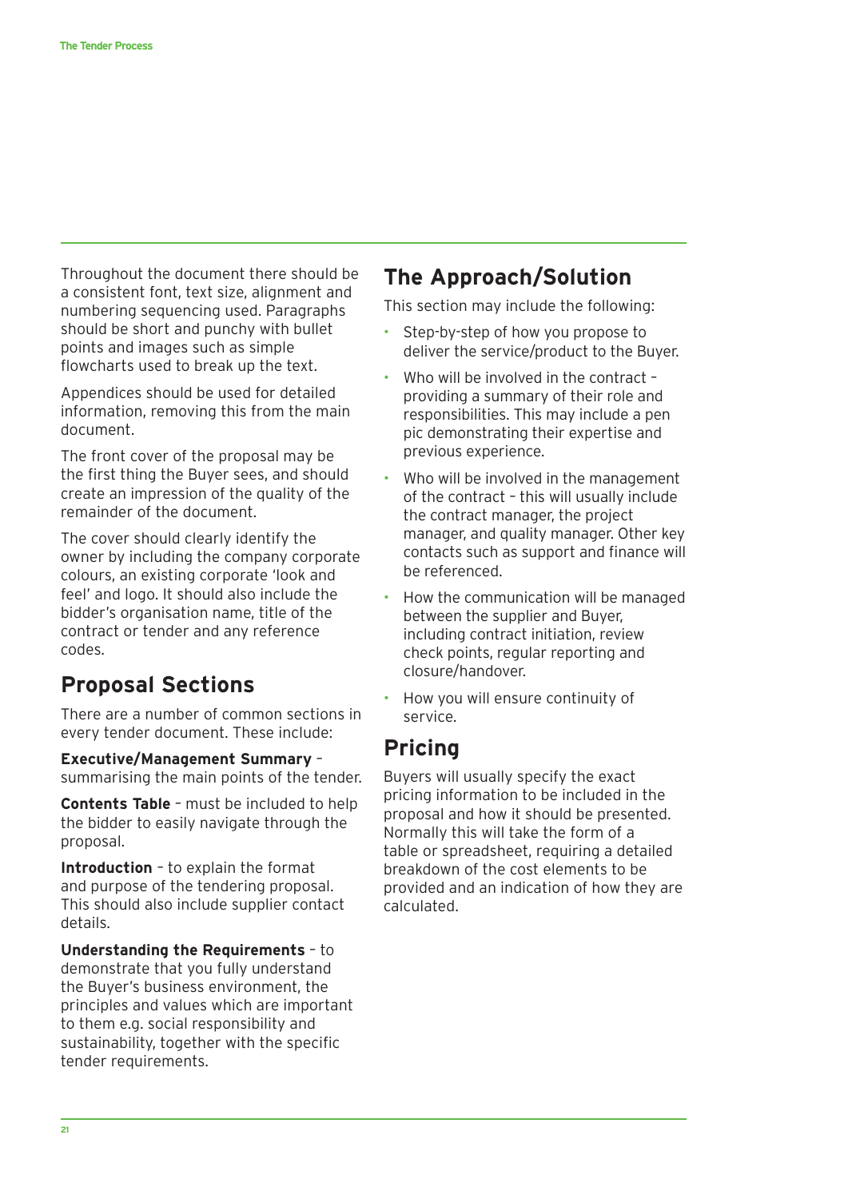Throughout the document there should be a consistent font, text size, alignment and numbering sequencing used. Paragraphs should be short and punchy with bullet points and images such as simple flowcharts used to break up the text.

Appendices should be used for detailed information, removing this from the main document.

The front cover of the proposal may be the first thing the Buyer sees, and should create an impression of the quality of the remainder of the document.

The cover should clearly identify the owner by including the company corporate colours, an existing corporate 'look and feel' and logo. It should also include the bidder's organisation name, title of the contract or tender and any reference codes.

## Proposal Sections

There are a number of common sections in every tender document. These include:

**Executive/Management Summary** – summarising the main points of the tender.

**Contents Table** – must be included to help the bidder to easily navigate through the proposal.

**Introduction** – to explain the format and purpose of the tendering proposal. This should also include supplier contact details.

**Understanding the Requirements** – to demonstrate that you fully understand the Buyer's business environment, the principles and values which are important to them e.g. social responsibility and sustainability, together with the specific tender requirements.

## The Approach/Solution

This section may include the following:

- Step-by-step of how you propose to deliver the service/product to the Buyer.
- Who will be involved in the contract – providing a summary of their role and responsibilities. This may include a pen pic demonstrating their expertise and previous experience.
- Who will be involved in the management of the contract – this will usually include the contract manager, the project manager, and quality manager. Other key contacts such as support and finance will be referenced.
- How the communication will be managed between the supplier and Buyer, including contract initiation, review check points, regular reporting and closure/handover.
- How you will ensure continuity of service.

## Pricing

Buyers will usually specify the exact pricing information to be included in the proposal and how it should be presented. Normally this will take the form of a table or spreadsheet, requiring a detailed breakdown of the cost elements to be provided and an indication of how they are calculated.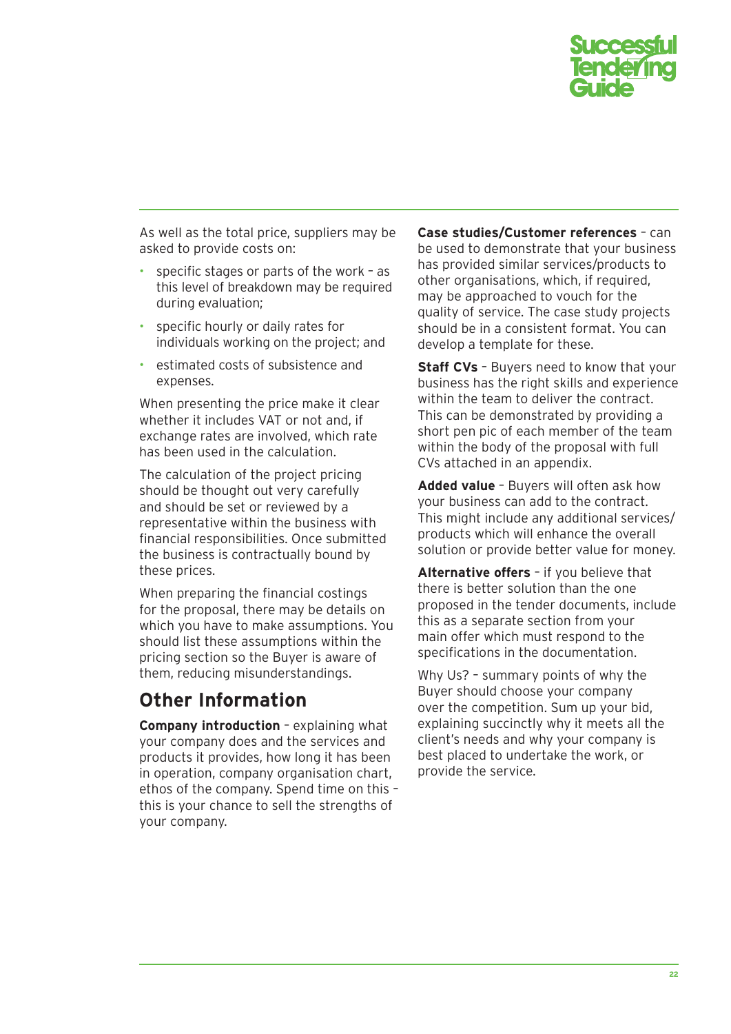As well as the total price, suppliers may be asked to provide costs on:

- specific stages or parts of the work – as this level of breakdown may be required during evaluation;
- specific hourly or daily rates for individuals working on the project; and
- estimated costs of subsistence and expenses.

When presenting the price make it clear whether it includes VAT or not and, if exchange rates are involved, which rate has been used in the calculation.

The calculation of the project pricing should be thought out very carefully and should be set or reviewed by a representative within the business with financial responsibilities. Once submitted the business is contractually bound by these prices.

When preparing the financial costings for the proposal, there may be details on which you have to make assumptions. You should list these assumptions within the pricing section so the Buyer is aware of them, reducing misunderstandings.

## Other Information

**Company introduction** – explaining what your company does and the services and products it provides, how long it has been in operation, company organisation chart, ethos of the company. Spend time on this – this is your chance to sell the strengths of your company.

**Case studies/Customer references** – can be used to demonstrate that your business has provided similar services/products to other organisations, which, if required, may be approached to vouch for the quality of service. The case study projects should be in a consistent format. You can develop a template for these.

**Staff CVs** – Buyers need to know that your business has the right skills and experience within the team to deliver the contract. This can be demonstrated by providing a short pen pic of each member of the team within the body of the proposal with full CVs attached in an appendix.

**Added value** – Buyers will often ask how your business can add to the contract. This might include any additional services/ products which will enhance the overall solution or provide better value for money.

**Alternative offers** – if you believe that there is better solution than the one proposed in the tender documents, include this as a separate section from your main offer which must respond to the specifications in the documentation.

Why Us? – summary points of why the Buyer should choose your company over the competition. Sum up your bid, explaining succinctly why it meets all the client's needs and why your company is best placed to undertake the work, or provide the service.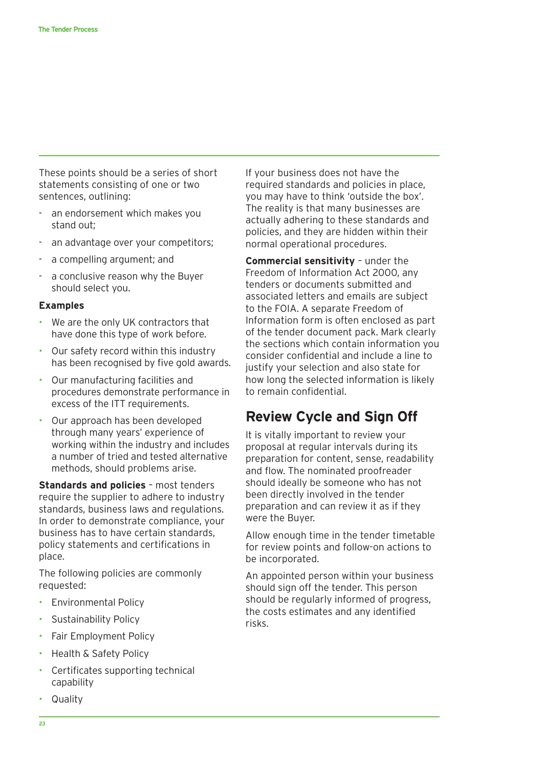These points should be a series of short statements consisting of one or two sentences, outlining:

- an endorsement which makes you stand out;
- an advantage over your competitors;
- a compelling argument; and
- a conclusive reason why the Buyer should select you.

**Examples**

- We are the only UK contractors that have done this type of work before.
- Our safety record within this industry has been recognised by five gold awards.
- Our manufacturing facilities and procedures demonstrate performance in excess of the ITT requirements.
- Our approach has been developed through many years' experience of working within the industry and includes a number of tried and tested alternative methods, should problems arise.

**Standards and policies** – most tenders require the supplier to adhere to industry standards, business laws and regulations. In order to demonstrate compliance, your business has to have certain standards, policy statements and certifications in place.

The following policies are commonly requested:

- Environmental Policy
- Sustainability Policy
- Fair Employment Policy
- Health & Safety Policy
- Certificates supporting technical capability
- Quality

If your business does not have the required standards and policies in place, you may have to think 'outside the box'. The reality is that many businesses are actually adhering to these standards and policies, and they are hidden within their normal operational procedures.

**Commercial sensitivity** – under the Freedom of Information Act 2000, any tenders or documents submitted and associated letters and emails are subject to the FOIA. A separate Freedom of Information form is often enclosed as part of the tender document pack. Mark clearly the sections which contain information you consider confidential and include a line to justify your selection and also state for how long the selected information is likely to remain confidential.

## Review Cycle and Sign Off

It is vitally important to review your proposal at regular intervals during its preparation for content, sense, readability and flow. The nominated proofreader should ideally be someone who has not been directly involved in the tender preparation and can review it as if they were the Buyer.

Allow enough time in the tender timetable for review points and follow-on actions to be incorporated.

An appointed person within your business should sign off the tender. This person should be regularly informed of progress, the costs estimates and any identified risks.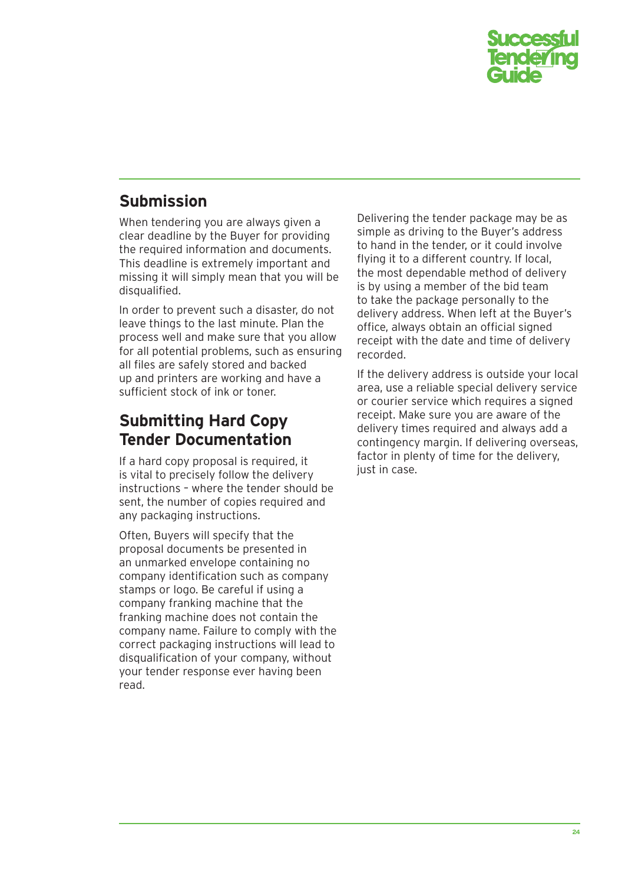## Submission

When tendering you are always given a clear deadline by the Buyer for providing the required information and documents. This deadline is extremely important and missing it will simply mean that you will be disqualified.

In order to prevent such a disaster, do not leave things to the last minute. Plan the process well and make sure that you allow for all potential problems, such as ensuring all files are safely stored and backed up and printers are working and have a sufficient stock of ink or toner.

## Submitting Hard Copy Tender Documentation

If a hard copy proposal is required, it is vital to precisely follow the delivery instructions – where the tender should be sent, the number of copies required and any packaging instructions.

Often, Buyers will specify that the proposal documents be presented in an unmarked envelope containing no company identification such as company stamps or logo. Be careful if using a company franking machine that the franking machine does not contain the company name. Failure to comply with the correct packaging instructions will lead to disqualification of your company, without your tender response ever having been read.

Delivering the tender package may be as simple as driving to the Buyer's address to hand in the tender, or it could involve flying it to a different country. If local, the most dependable method of delivery is by using a member of the bid team to take the package personally to the delivery address. When left at the Buyer's office, always obtain an official signed receipt with the date and time of delivery recorded.

If the delivery address is outside your local area, use a reliable special delivery service or courier service which requires a signed receipt. Make sure you are aware of the delivery times required and always add a contingency margin. If delivering overseas, factor in plenty of time for the delivery, just in case.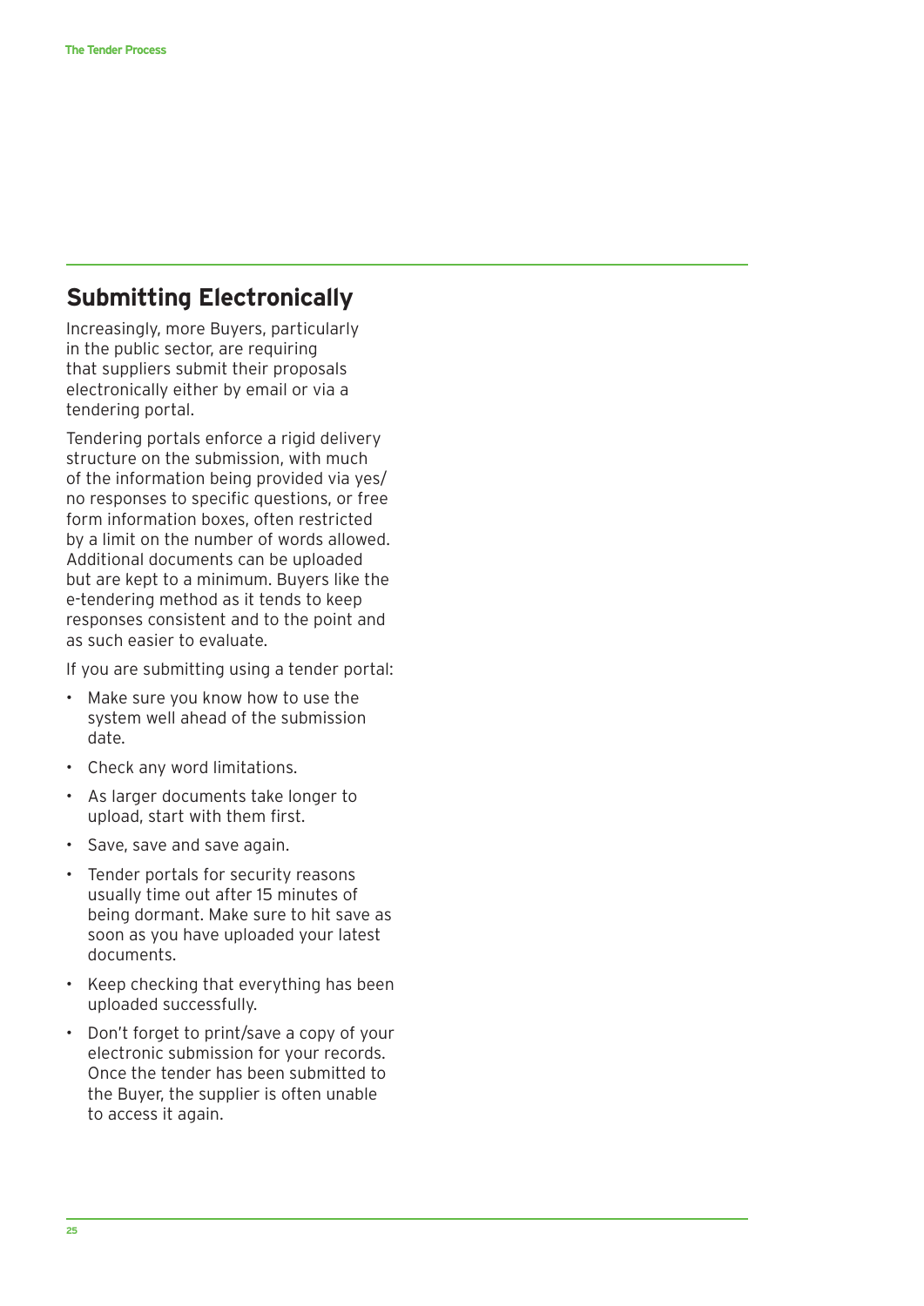## Submitting Electronically

Increasingly, more Buyers, particularly in the public sector, are requiring that suppliers submit their proposals electronically either by email or via a tendering portal.

Tendering portals enforce a rigid delivery structure on the submission, with much of the information being provided via yes/no responses to specific questions, or free form information boxes, often restricted by a limit on the number of words allowed. Additional documents can be uploaded but are kept to a minimum. Buyers like the e-tendering method as it tends to keep responses consistent and to the point and as such easier to evaluate.

If you are submitting using a tender portal:

- Make sure you know how to use the system well ahead of the submission date.
- Check any word limitations.
- As larger documents take longer to upload, start with them first.
- Save, save and save again.
- Tender portals for security reasons usually time out after 15 minutes of being dormant. Make sure to hit save as soon as you have uploaded your latest documents.
- Keep checking that everything has been uploaded successfully.
- Don't forget to print/save a copy of your electronic submission for your records. Once the tender has been submitted to the Buyer, the supplier is often unable to access it again.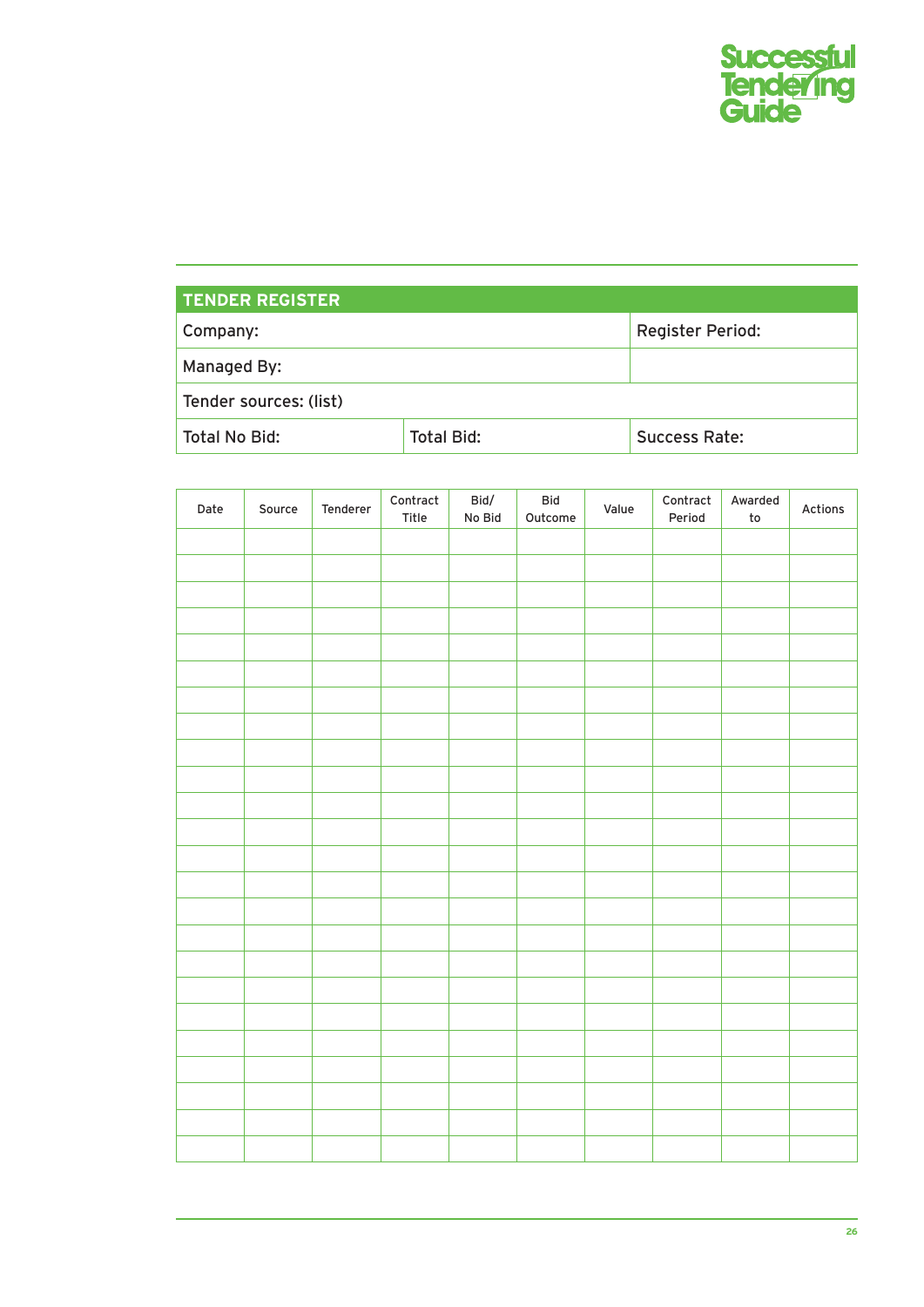| TENDER REGISTER | | |
|---|---|---|
| Company: | | Register Period: |
| Managed By: | | |
| Tender sources: (list) | | |
| Total No Bid: | Total Bid: | Success Rate: |

| Date | Source | Tenderer | Contract Title | Bid/ No Bid | Bid Outcome | Value | Contract Period | Awarded to | Actions |
|---|---|---|---|---|---|---|---|---|---|
| | | | | | | | | | |
| | | | | | | | | | |
| | | | | | | | | | |
| | | | | | | | | | |
| | | | | | | | | | |
| | | | | | | | | | |
| | | | | | | | | | |
| | | | | | | | | | |
| | | | | | | | | | |
| | | | | | | | | | |
| | | | | | | | | | |
| | | | | | | | | | |
| | | | | | | | | | |
| | | | | | | | | | |
| | | | | | | | | | |
| | | | | | | | | | |
| | | | | | | | | | |
| | | | | | | | | | |
| | | | | | | | | | |
| | | | | | | | | | |
| | | | | | | | | | |
| | | | | | | | | | |
| | | | | | | | | | |
| | | | | | | | | | |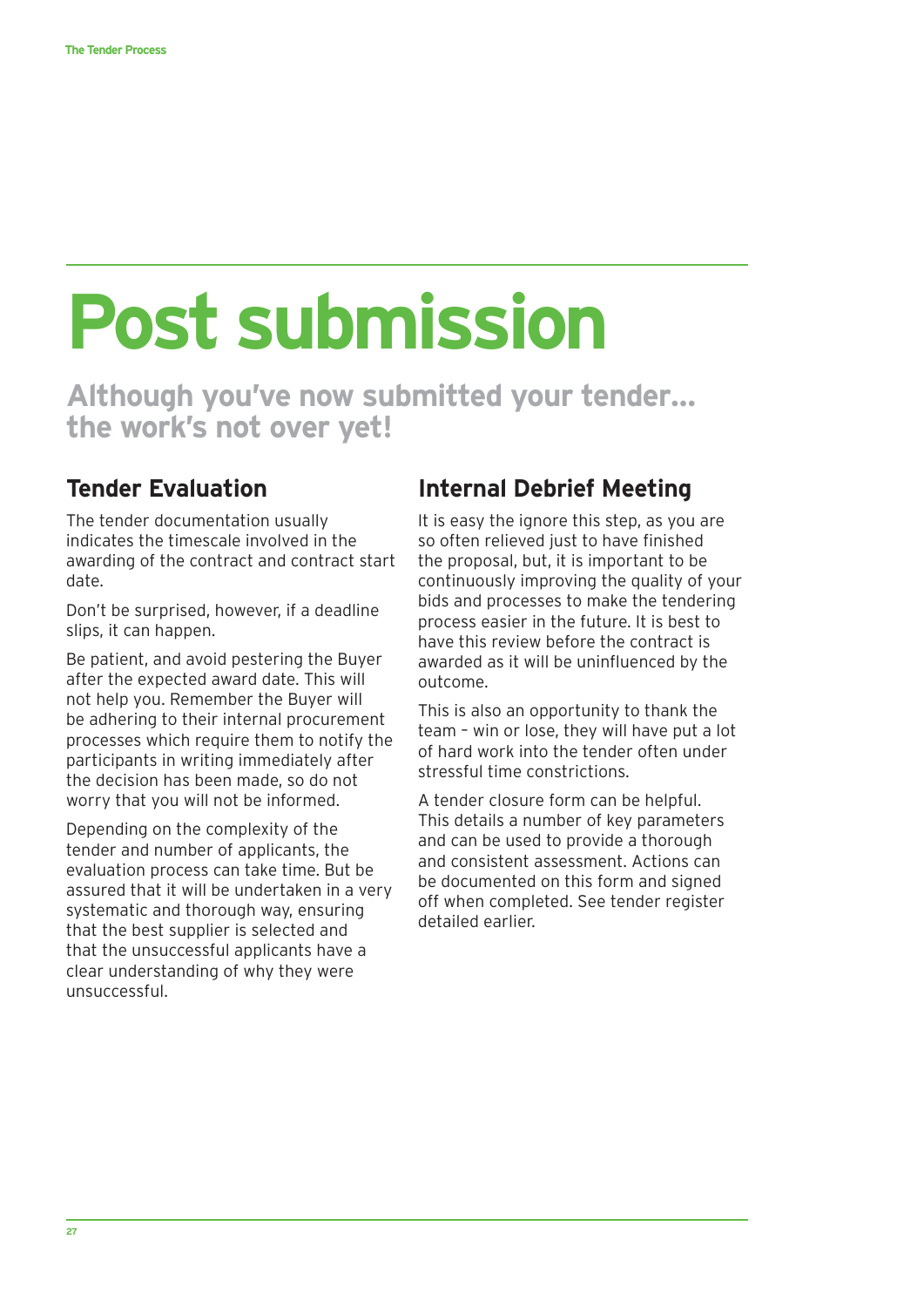# Post submission

## Although you've now submitted your tender… the work's not over yet!

### Tender Evaluation

The tender documentation usually indicates the timescale involved in the awarding of the contract and contract start date.

Don't be surprised, however, if a deadline slips, it can happen.

Be patient, and avoid pestering the Buyer after the expected award date. This will not help you. Remember the Buyer will be adhering to their internal procurement processes which require them to notify the participants in writing immediately after the decision has been made, so do not worry that you will not be informed.

Depending on the complexity of the tender and number of applicants, the evaluation process can take time. But be assured that it will be undertaken in a very systematic and thorough way, ensuring that the best supplier is selected and that the unsuccessful applicants have a clear understanding of why they were unsuccessful.

### Internal Debrief Meeting

It is easy the ignore this step, as you are so often relieved just to have finished the proposal, but, it is important to be continuously improving the quality of your bids and processes to make the tendering process easier in the future. It is best to have this review before the contract is awarded as it will be uninfluenced by the outcome.

This is also an opportunity to thank the team – win or lose, they will have put a lot of hard work into the tender often under stressful time constrictions.

A tender closure form can be helpful. This details a number of key parameters and can be used to provide a thorough and consistent assessment. Actions can be documented on this form and signed off when completed. See tender register detailed earlier.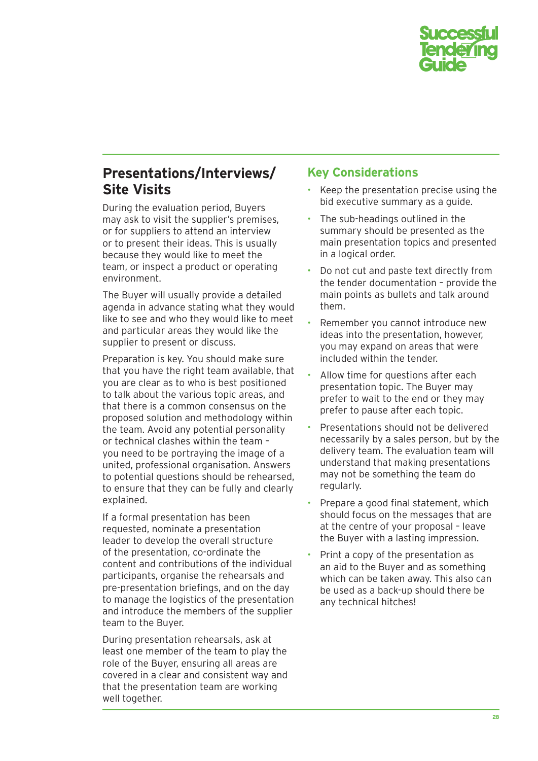## Presentations/Interviews/ Site Visits

During the evaluation period, Buyers may ask to visit the supplier's premises, or for suppliers to attend an interview or to present their ideas. This is usually because they would like to meet the team, or inspect a product or operating environment.

The Buyer will usually provide a detailed agenda in advance stating what they would like to see and who they would like to meet and particular areas they would like the supplier to present or discuss.

Preparation is key. You should make sure that you have the right team available, that you are clear as to who is best positioned to talk about the various topic areas, and that there is a common consensus on the proposed solution and methodology within the team. Avoid any potential personality or technical clashes within the team – you need to be portraying the image of a united, professional organisation. Answers to potential questions should be rehearsed, to ensure that they can be fully and clearly explained.

If a formal presentation has been requested, nominate a presentation leader to develop the overall structure of the presentation, co-ordinate the content and contributions of the individual participants, organise the rehearsals and pre-presentation briefings, and on the day to manage the logistics of the presentation and introduce the members of the supplier team to the Buyer.

During presentation rehearsals, ask at least one member of the team to play the role of the Buyer, ensuring all areas are covered in a clear and consistent way and that the presentation team are working well together.

### Key Considerations

- Keep the presentation precise using the bid executive summary as a guide.
- The sub-headings outlined in the summary should be presented as the main presentation topics and presented in a logical order.
- Do not cut and paste text directly from the tender documentation – provide the main points as bullets and talk around them.
- Remember you cannot introduce new ideas into the presentation, however, you may expand on areas that were included within the tender.
- Allow time for questions after each presentation topic. The Buyer may prefer to wait to the end or they may prefer to pause after each topic.
- Presentations should not be delivered necessarily by a sales person, but by the delivery team. The evaluation team will understand that making presentations may not be something the team do regularly.
- Prepare a good final statement, which should focus on the messages that are at the centre of your proposal – leave the Buyer with a lasting impression.
- Print a copy of the presentation as an aid to the Buyer and as something which can be taken away. This also can be used as a back-up should there be any technical hitches!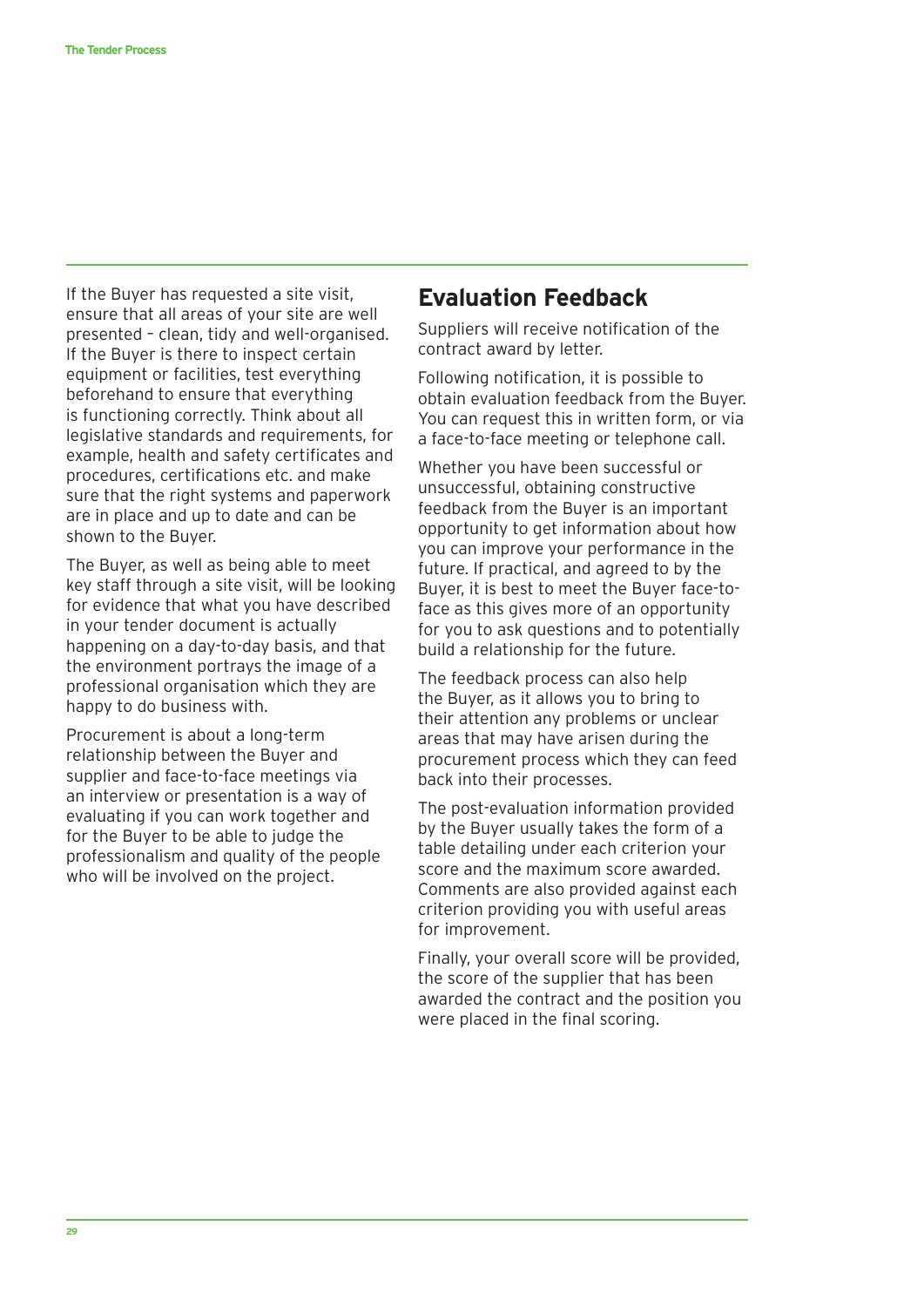If the Buyer has requested a site visit, ensure that all areas of your site are well presented – clean, tidy and well-organised. If the Buyer is there to inspect certain equipment or facilities, test everything beforehand to ensure that everything is functioning correctly. Think about all legislative standards and requirements, for example, health and safety certificates and procedures, certifications etc. and make sure that the right systems and paperwork are in place and up to date and can be shown to the Buyer.

The Buyer, as well as being able to meet key staff through a site visit, will be looking for evidence that what you have described in your tender document is actually happening on a day-to-day basis, and that the environment portrays the image of a professional organisation which they are happy to do business with.

Procurement is about a long-term relationship between the Buyer and supplier and face-to-face meetings via an interview or presentation is a way of evaluating if you can work together and for the Buyer to be able to judge the professionalism and quality of the people who will be involved on the project.

## Evaluation Feedback

Suppliers will receive notification of the contract award by letter.

Following notification, it is possible to obtain evaluation feedback from the Buyer. You can request this in written form, or via a face-to-face meeting or telephone call.

Whether you have been successful or unsuccessful, obtaining constructive feedback from the Buyer is an important opportunity to get information about how you can improve your performance in the future. If practical, and agreed to by the Buyer, it is best to meet the Buyer face-to-face as this gives more of an opportunity for you to ask questions and to potentially build a relationship for the future.

The feedback process can also help the Buyer, as it allows you to bring to their attention any problems or unclear areas that may have arisen during the procurement process which they can feed back into their processes.

The post-evaluation information provided by the Buyer usually takes the form of a table detailing under each criterion your score and the maximum score awarded. Comments are also provided against each criterion providing you with useful areas for improvement.

Finally, your overall score will be provided, the score of the supplier that has been awarded the contract and the position you were placed in the final scoring.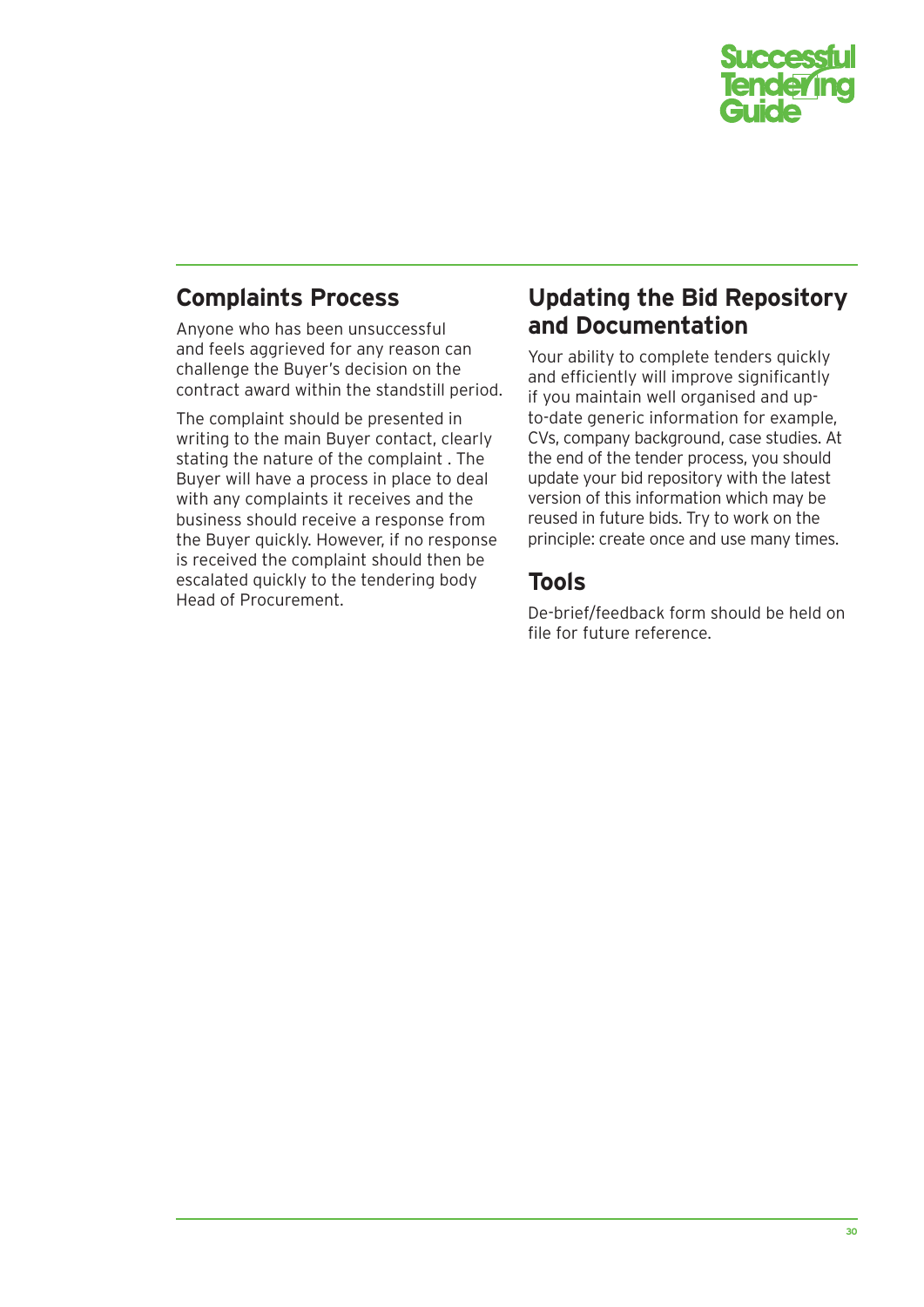## Complaints Process

Anyone who has been unsuccessful and feels aggrieved for any reason can challenge the Buyer's decision on the contract award within the standstill period.

The complaint should be presented in writing to the main Buyer contact, clearly stating the nature of the complaint . The Buyer will have a process in place to deal with any complaints it receives and the business should receive a response from the Buyer quickly. However, if no response is received the complaint should then be escalated quickly to the tendering body Head of Procurement.

## Updating the Bid Repository and Documentation

Your ability to complete tenders quickly and efficiently will improve significantly if you maintain well organised and up-to-date generic information for example, CVs, company background, case studies. At the end of the tender process, you should update your bid repository with the latest version of this information which may be reused in future bids. Try to work on the principle: create once and use many times.

## Tools

De-brief/feedback form should be held on file for future reference.